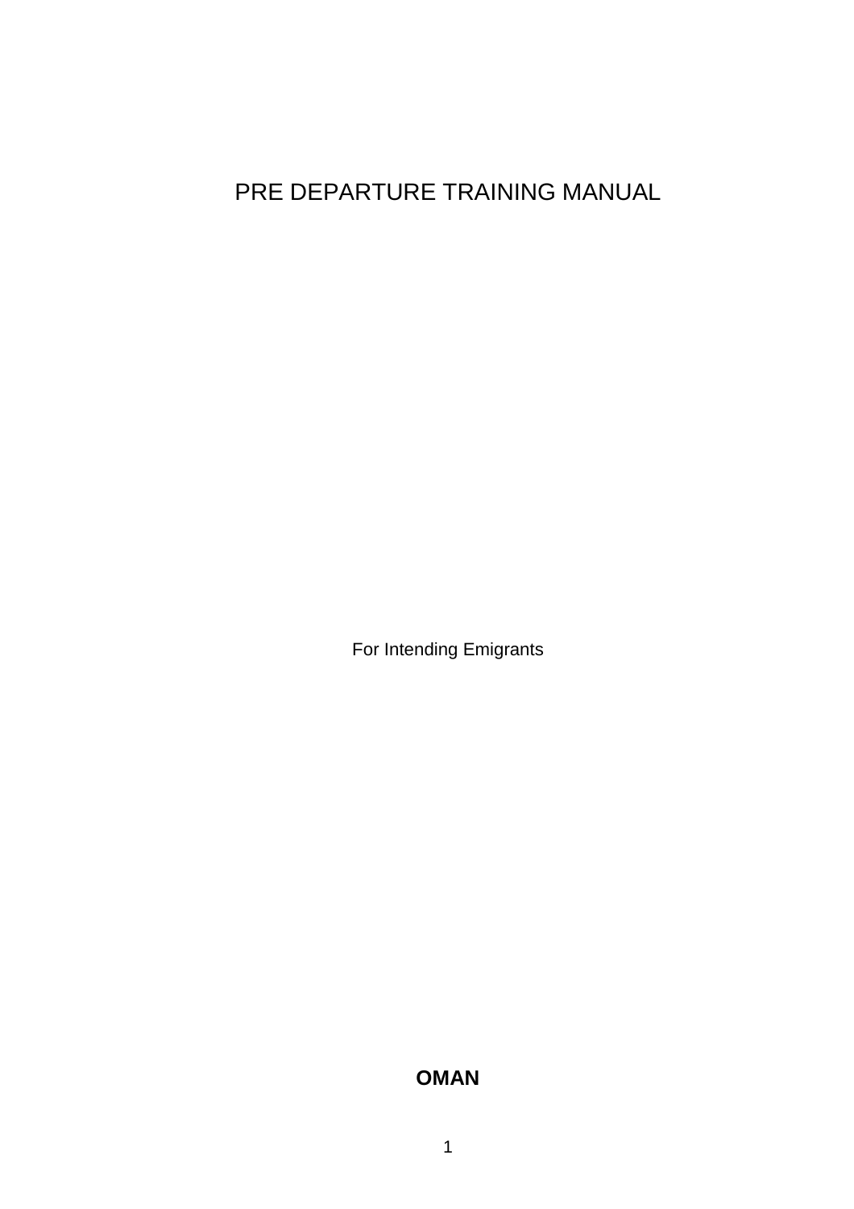# PRE DEPARTURE TRAINING MANUAL

For Intending Emigrants

**OMAN**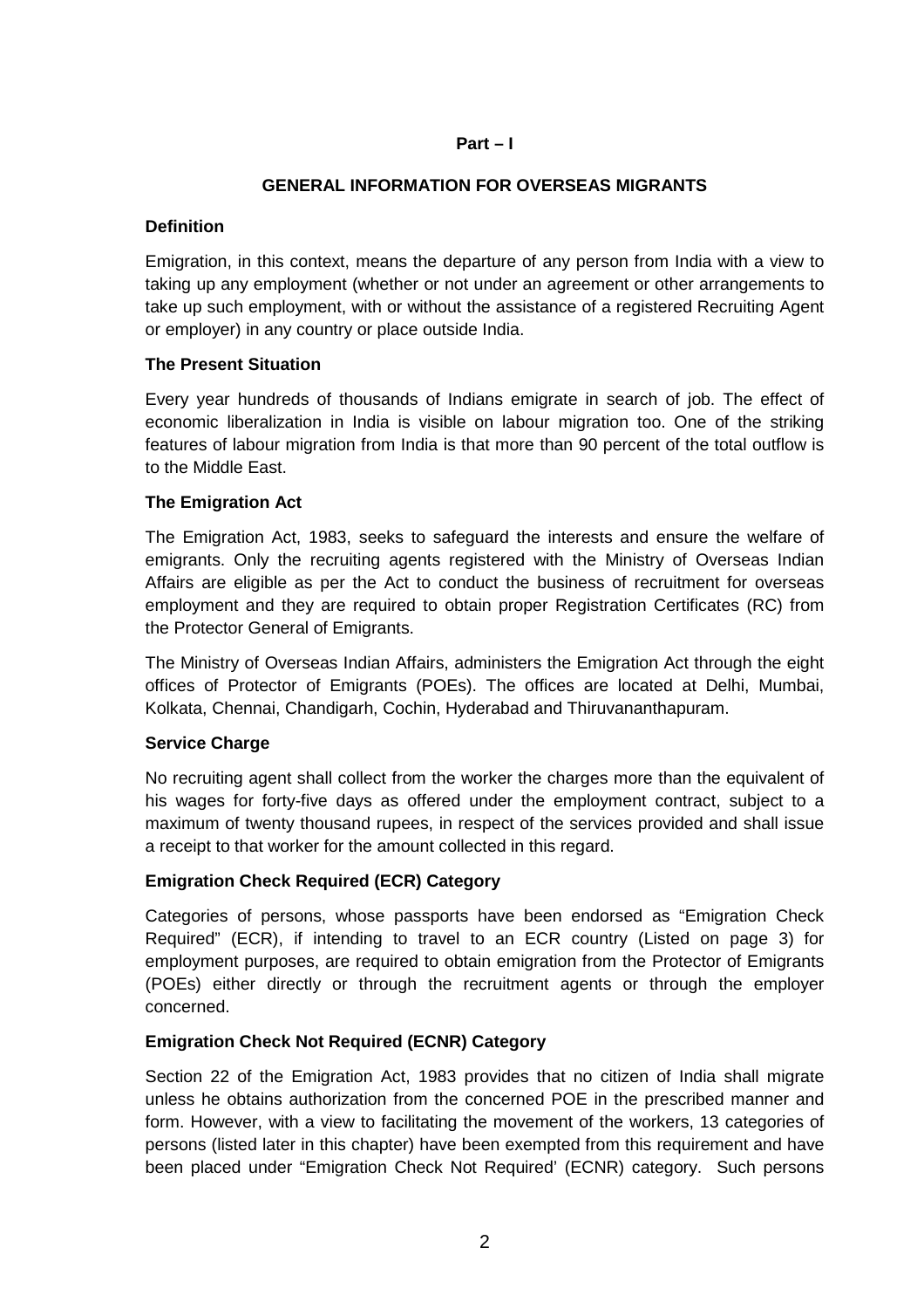## Part – I

## GENERAL INFORMATION FOR OVERSEAS MIGRANTS

### Definition

Emigration, in this context, means the departure of any person from India with a view to taking up any employment (whether or not under an agreement or other arrangements to take up such employment, with or without the assistance of a registered Recruiting Agent or employer) in any country or place outside India.

### The Present Situation

Every year hundreds of thousands of Indians emigrate in search of job. The effect of economic liberalization in India is visible on labour migration too. One of the striking features of labour migration from India is that more than 90 percent of the total outflow is to the Middle East.

### The Emigration Act

The Emigration Act, 1983, seeks to safeguard the interests and ensure the welfare of emigrants. Only the recruiting agents registered with the Ministry of Overseas Indian Affairs are eligible as per the Act to conduct the business of recruitment for overseas employment and they are required to obtain proper Registration Certificates (RC) from the Protector General of Emigrants.

The Ministry of Overseas Indian Affairs, administers the Emigration Act through the eight offices of Protector of Emigrants (POEs). The offices are located at Delhi, Mumbai, Kolkata, Chennai, Chandigarh, Cochin, Hyderabad and Thiruvananthapuram.

### Service Charge

No recruiting agent shall collect from the worker the charges more than the equivalent of his wages for forty-five days as offered under the employment contract, subject to a maximum of twenty thousand rupees, in respect of the services provided and shall issue a receipt to that worker for the amount collected in this regard.

### Emigration Check Required (ECR) Category

Categories of persons, whose passports have been endorsed as "Emigration Check Required" (ECR), if intending to travel to an ECR country (Listed on page 3) for employment purposes, are required to obtain emigration from the Protector of Emigrants (POEs) either directly or through the recruitment agents or through the employer concerned.

### Emigration Check Not Required (ECNR) Category

Section 22 of the Emigration Act, 1983 provides that no citizen of India shall migrate unless he obtains authorization from the concerned POE in the prescribed manner and form. However, with a view to facilitating the movement of the workers, 13 categories of persons (listed later in this chapter) have been exempted from this requirement and have been placed under "Emigration Check Not Required' (ECNR) category. Such persons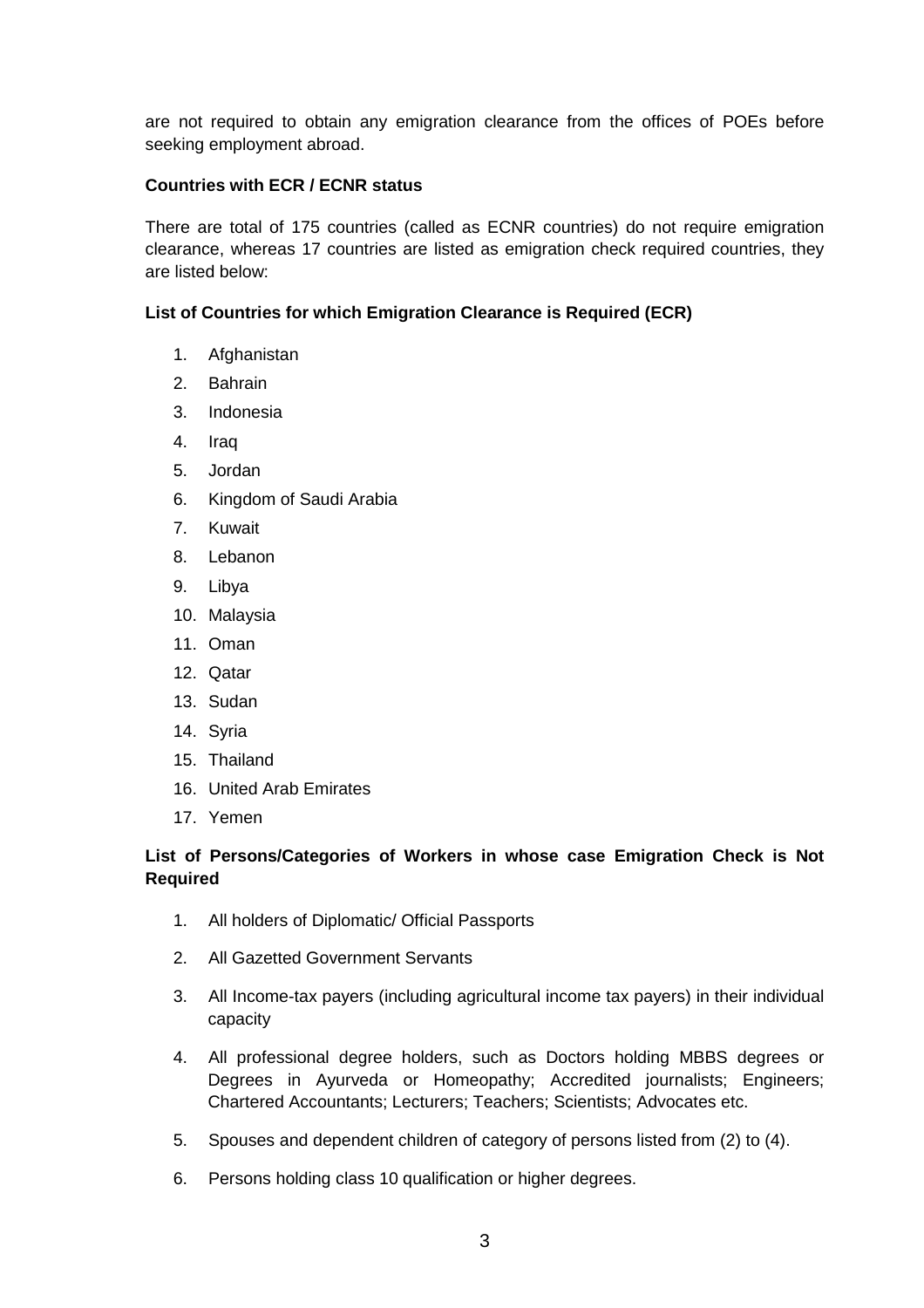are not required to obtain any emigration clearance from the offices of POEs before seeking employment abroad.

**Countries with ECR / ECNR status**

There are total of 175 countries (called as ECNR countries) do not require emigration clearance, whereas 17 countries are listed as emigration check required countries, they are listed below:

**List of Countries for which Emigration Clearance is Required (ECR)**

1. Afghanistan
2. Bahrain
3. Indonesia
4. Iraq
5. Jordan
6. Kingdom of Saudi Arabia
7. Kuwait
8. Lebanon
9. Libya
10. Malaysia
11. Oman
12. Qatar
13. Sudan
14. Syria
15. Thailand
16. United Arab Emirates
17. Yemen

**List of Persons/Categories of Workers in whose case Emigration Check is Not Required**

1. All holders of Diplomatic/ Official Passports
2. All Gazetted Government Servants
3. All Income-tax payers (including agricultural income tax payers) in their individual capacity
4. All professional degree holders, such as Doctors holding MBBS degrees or Degrees in Ayurveda or Homeopathy; Accredited journalists; Engineers; Chartered Accountants; Lecturers; Teachers; Scientists; Advocates etc.
5. Spouses and dependent children of category of persons listed from (2) to (4).
6. Persons holding class 10 qualification or higher degrees.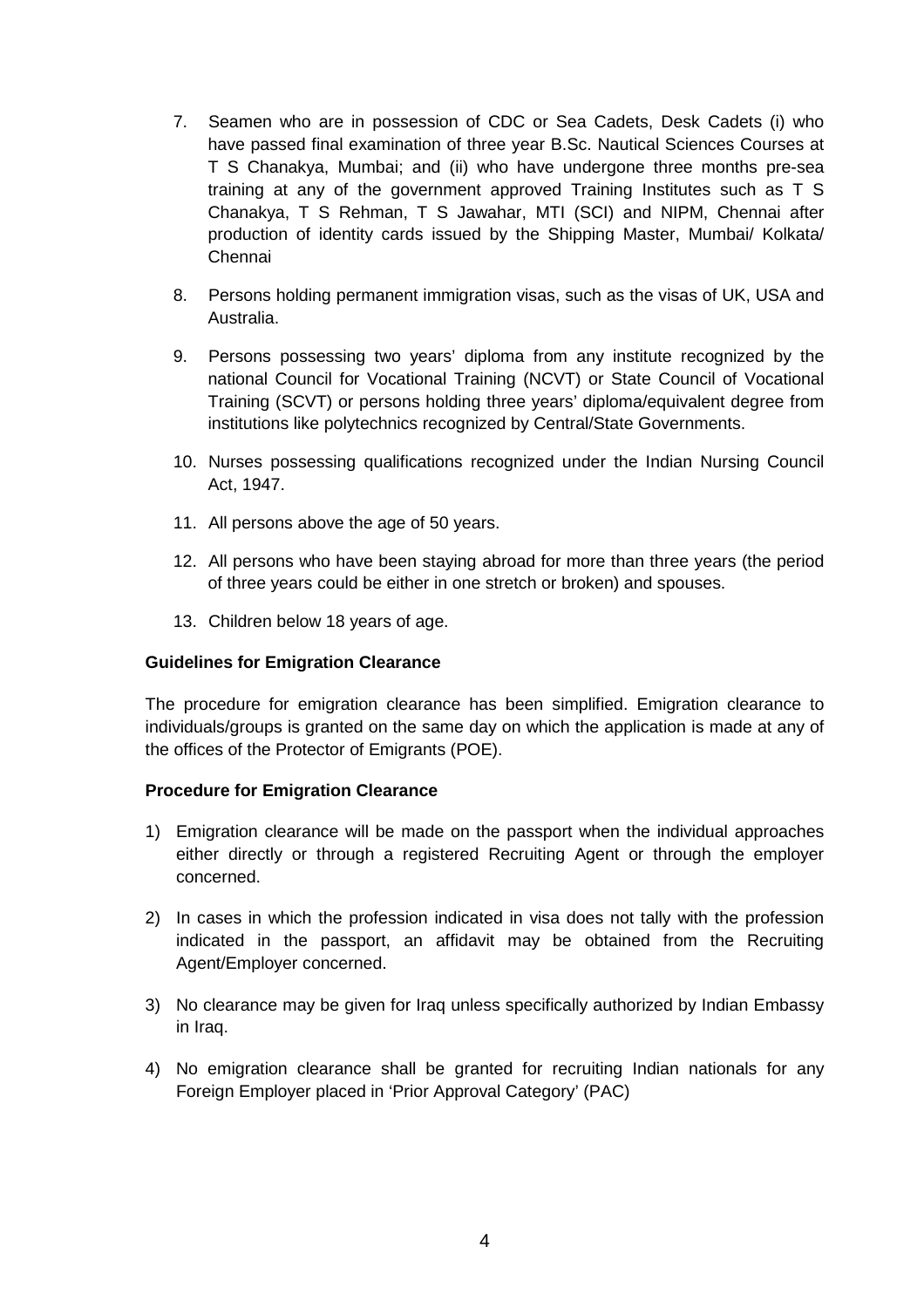7. Seamen who are in possession of CDC or Sea Cadets, Desk Cadets (i) who have passed final examination of three year B.Sc. Nautical Sciences Courses at T S Chanakya, Mumbai; and (ii) who have undergone three months pre-sea training at any of the government approved Training Institutes such as T S Chanakya, T S Rehman, T S Jawahar, MTI (SCI) and NIPM, Chennai after production of identity cards issued by the Shipping Master, Mumbai/ Kolkata/ Chennai

8. Persons holding permanent immigration visas, such as the visas of UK, USA and Australia.

9. Persons possessing two years' diploma from any institute recognized by the national Council for Vocational Training (NCVT) or State Council of Vocational Training (SCVT) or persons holding three years' diploma/equivalent degree from institutions like polytechnics recognized by Central/State Governments.

10. Nurses possessing qualifications recognized under the Indian Nursing Council Act, 1947.

11. All persons above the age of 50 years.

12. All persons who have been staying abroad for more than three years (the period of three years could be either in one stretch or broken) and spouses.

13. Children below 18 years of age.

**Guidelines for Emigration Clearance**

The procedure for emigration clearance has been simplified. Emigration clearance to individuals/groups is granted on the same day on which the application is made at any of the offices of the Protector of Emigrants (POE).

**Procedure for Emigration Clearance**

1) Emigration clearance will be made on the passport when the individual approaches either directly or through a registered Recruiting Agent or through the employer concerned.

2) In cases in which the profession indicated in visa does not tally with the profession indicated in the passport, an affidavit may be obtained from the Recruiting Agent/Employer concerned.

3) No clearance may be given for Iraq unless specifically authorized by Indian Embassy in Iraq.

4) No emigration clearance shall be granted for recruiting Indian nationals for any Foreign Employer placed in 'Prior Approval Category' (PAC)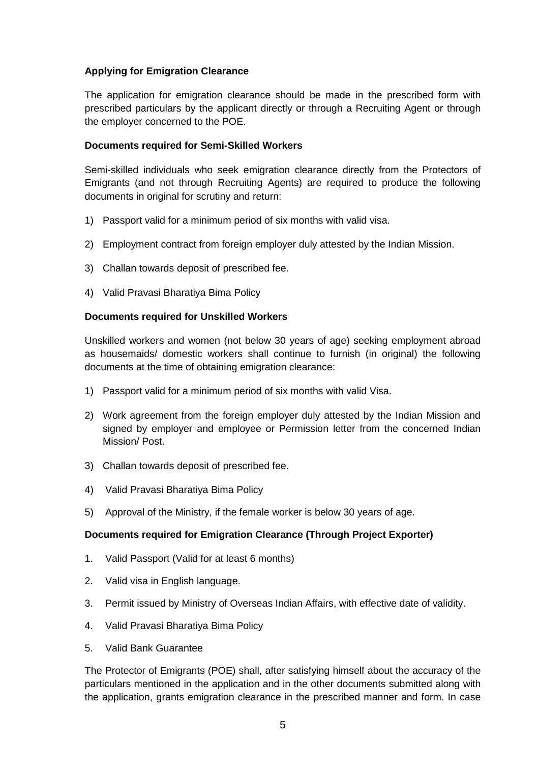**Applying for Emigration Clearance**

The application for emigration clearance should be made in the prescribed form with prescribed particulars by the applicant directly or through a Recruiting Agent or through the employer concerned to the POE.

**Documents required for Semi-Skilled Workers**

Semi-skilled individuals who seek emigration clearance directly from the Protectors of Emigrants (and not through Recruiting Agents) are required to produce the following documents in original for scrutiny and return:

1) Passport valid for a minimum period of six months with valid visa.
2) Employment contract from foreign employer duly attested by the Indian Mission.
3) Challan towards deposit of prescribed fee.
4) Valid Pravasi Bharatiya Bima Policy

**Documents required for Unskilled Workers**

Unskilled workers and women (not below 30 years of age) seeking employment abroad as housemaids/ domestic workers shall continue to furnish (in original) the following documents at the time of obtaining emigration clearance:

1) Passport valid for a minimum period of six months with valid Visa.
2) Work agreement from the foreign employer duly attested by the Indian Mission and signed by employer and employee or Permission letter from the concerned Indian Mission/ Post.
3) Challan towards deposit of prescribed fee.
4) Valid Pravasi Bharatiya Bima Policy
5) Approval of the Ministry, if the female worker is below 30 years of age.

**Documents required for Emigration Clearance (Through Project Exporter)**

1. Valid Passport (Valid for at least 6 months)
2. Valid visa in English language.
3. Permit issued by Ministry of Overseas Indian Affairs, with effective date of validity.
4. Valid Pravasi Bharatiya Bima Policy
5. Valid Bank Guarantee

The Protector of Emigrants (POE) shall, after satisfying himself about the accuracy of the particulars mentioned in the application and in the other documents submitted along with the application, grants emigration clearance in the prescribed manner and form. In case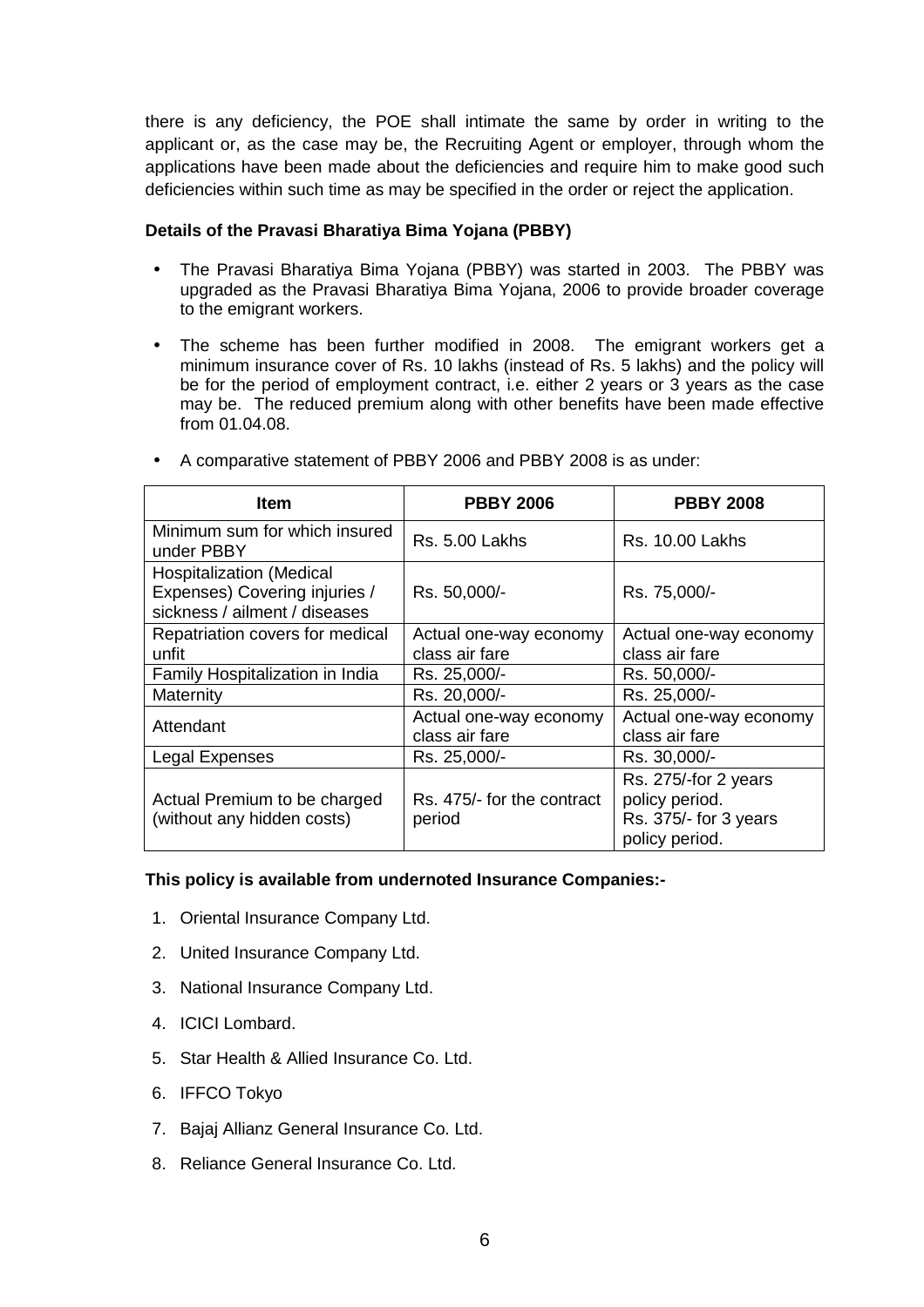there is any deficiency, the POE shall intimate the same by order in writing to the applicant or, as the case may be, the Recruiting Agent or employer, through whom the applications have been made about the deficiencies and require him to make good such deficiencies within such time as may be specified in the order or reject the application.

**Details of the Pravasi Bharatiya Bima Yojana (PBBY)**

- The Pravasi Bharatiya Bima Yojana (PBBY) was started in 2003. The PBBY was upgraded as the Pravasi Bharatiya Bima Yojana, 2006 to provide broader coverage to the emigrant workers.
- The scheme has been further modified in 2008. The emigrant workers get a minimum insurance cover of Rs. 10 lakhs (instead of Rs. 5 lakhs) and the policy will be for the period of employment contract, i.e. either 2 years or 3 years as the case may be. The reduced premium along with other benefits have been made effective from 01.04.08.
- A comparative statement of PBBY 2006 and PBBY 2008 is as under:

| Item | PBBY 2006 | PBBY 2008 |
|---|---|---|
| Minimum sum for which insured under PBBY | Rs. 5.00 Lakhs | Rs. 10.00 Lakhs |
| Hospitalization (Medical Expenses) Covering injuries / sickness / ailment / diseases | Rs. 50,000/- | Rs. 75,000/- |
| Repatriation covers for medical unfit | Actual one-way economy class air fare | Actual one-way economy class air fare |
| Family Hospitalization in India | Rs. 25,000/- | Rs. 50,000/- |
| Maternity | Rs. 20,000/- | Rs. 25,000/- |
| Attendant | Actual one-way economy class air fare | Actual one-way economy class air fare |
| Legal Expenses | Rs. 25,000/- | Rs. 30,000/- |
| Actual Premium to be charged (without any hidden costs) | Rs. 475/- for the contract period | Rs. 275/-for 2 years policy period. Rs. 375/- for 3 years policy period. |

**This policy is available from undernoted Insurance Companies:-**

1. Oriental Insurance Company Ltd.
2. United Insurance Company Ltd.
3. National Insurance Company Ltd.
4. ICICI Lombard.
5. Star Health & Allied Insurance Co. Ltd.
6. IFFCO Tokyo
7. Bajaj Allianz General Insurance Co. Ltd.
8. Reliance General Insurance Co. Ltd.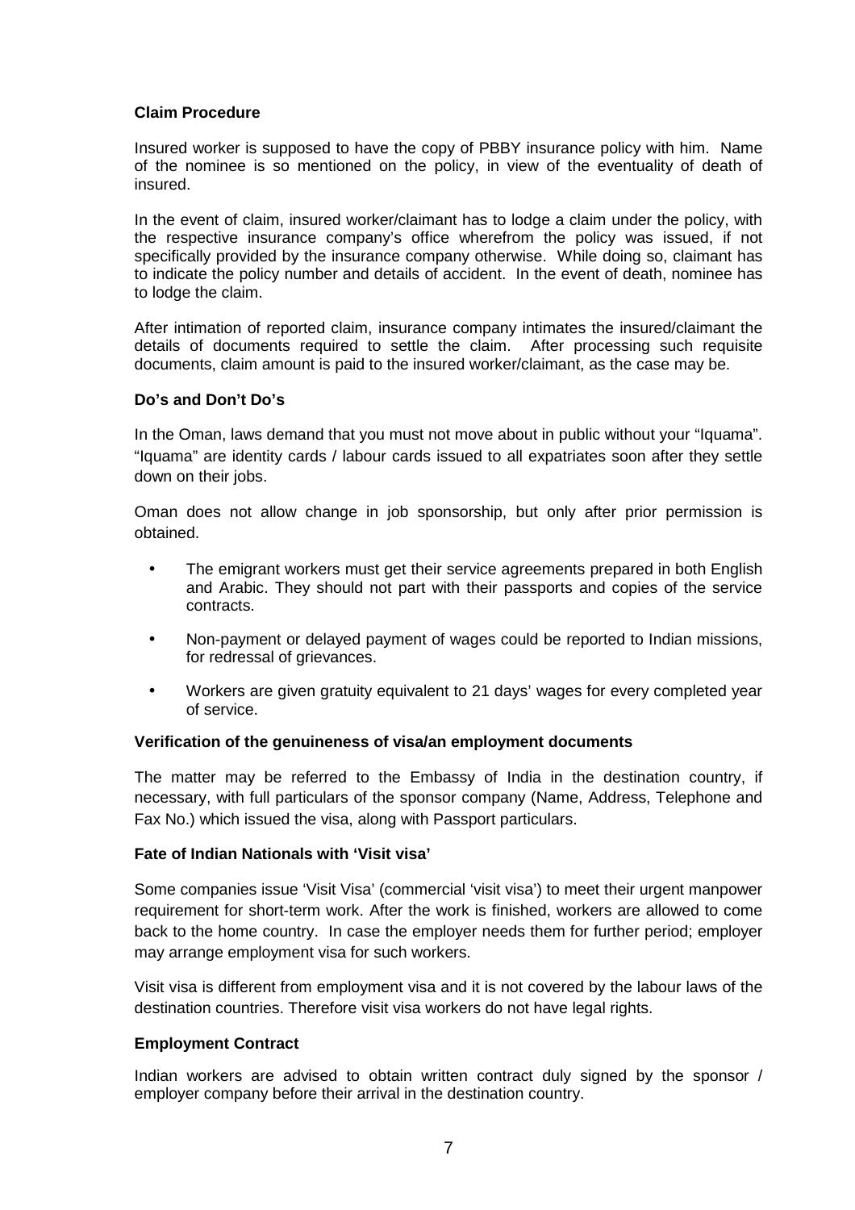**Claim Procedure**

Insured worker is supposed to have the copy of PBBY insurance policy with him. Name of the nominee is so mentioned on the policy, in view of the eventuality of death of insured.

In the event of claim, insured worker/claimant has to lodge a claim under the policy, with the respective insurance company's office wherefrom the policy was issued, if not specifically provided by the insurance company otherwise. While doing so, claimant has to indicate the policy number and details of accident. In the event of death, nominee has to lodge the claim.

After intimation of reported claim, insurance company intimates the insured/claimant the details of documents required to settle the claim. After processing such requisite documents, claim amount is paid to the insured worker/claimant, as the case may be.

**Do's and Don't Do's**

In the Oman, laws demand that you must not move about in public without your "Iquama". "Iquama" are identity cards / labour cards issued to all expatriates soon after they settle down on their jobs.

Oman does not allow change in job sponsorship, but only after prior permission is obtained.

- The emigrant workers must get their service agreements prepared in both English and Arabic. They should not part with their passports and copies of the service contracts.
- Non-payment or delayed payment of wages could be reported to Indian missions, for redressal of grievances.
- Workers are given gratuity equivalent to 21 days' wages for every completed year of service.

**Verification of the genuineness of visa/an employment documents**

The matter may be referred to the Embassy of India in the destination country, if necessary, with full particulars of the sponsor company (Name, Address, Telephone and Fax No.) which issued the visa, along with Passport particulars.

**Fate of Indian Nationals with 'Visit visa'**

Some companies issue 'Visit Visa' (commercial 'visit visa') to meet their urgent manpower requirement for short-term work. After the work is finished, workers are allowed to come back to the home country. In case the employer needs them for further period; employer may arrange employment visa for such workers.

Visit visa is different from employment visa and it is not covered by the labour laws of the destination countries. Therefore visit visa workers do not have legal rights.

**Employment Contract**

Indian workers are advised to obtain written contract duly signed by the sponsor / employer company before their arrival in the destination country.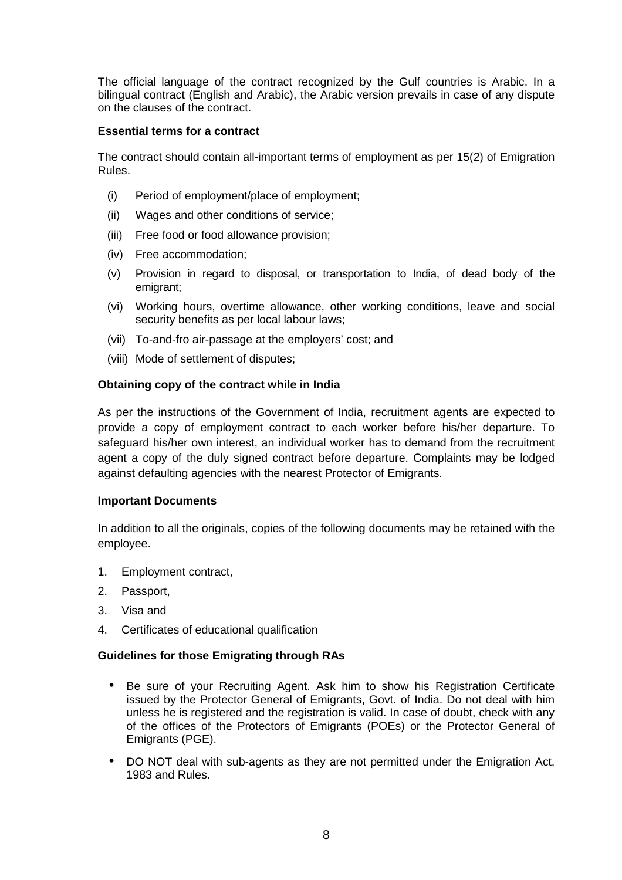The official language of the contract recognized by the Gulf countries is Arabic. In a bilingual contract (English and Arabic), the Arabic version prevails in case of any dispute on the clauses of the contract.

**Essential terms for a contract**

The contract should contain all-important terms of employment as per 15(2) of Emigration Rules.

- (i) Period of employment/place of employment;
- (ii) Wages and other conditions of service;
- (iii) Free food or food allowance provision;
- (iv) Free accommodation;
- (v) Provision in regard to disposal, or transportation to India, of dead body of the emigrant;
- (vi) Working hours, overtime allowance, other working conditions, leave and social security benefits as per local labour laws;
- (vii) To-and-fro air-passage at the employers' cost; and
- (viii) Mode of settlement of disputes;

**Obtaining copy of the contract while in India**

As per the instructions of the Government of India, recruitment agents are expected to provide a copy of employment contract to each worker before his/her departure. To safeguard his/her own interest, an individual worker has to demand from the recruitment agent a copy of the duly signed contract before departure. Complaints may be lodged against defaulting agencies with the nearest Protector of Emigrants.

**Important Documents**

In addition to all the originals, copies of the following documents may be retained with the employee.

1. Employment contract,
2. Passport,
3. Visa and
4. Certificates of educational qualification

**Guidelines for those Emigrating through RAs**

- Be sure of your Recruiting Agent. Ask him to show his Registration Certificate issued by the Protector General of Emigrants, Govt. of India. Do not deal with him unless he is registered and the registration is valid. In case of doubt, check with any of the offices of the Protectors of Emigrants (POEs) or the Protector General of Emigrants (PGE).
- DO NOT deal with sub-agents as they are not permitted under the Emigration Act, 1983 and Rules.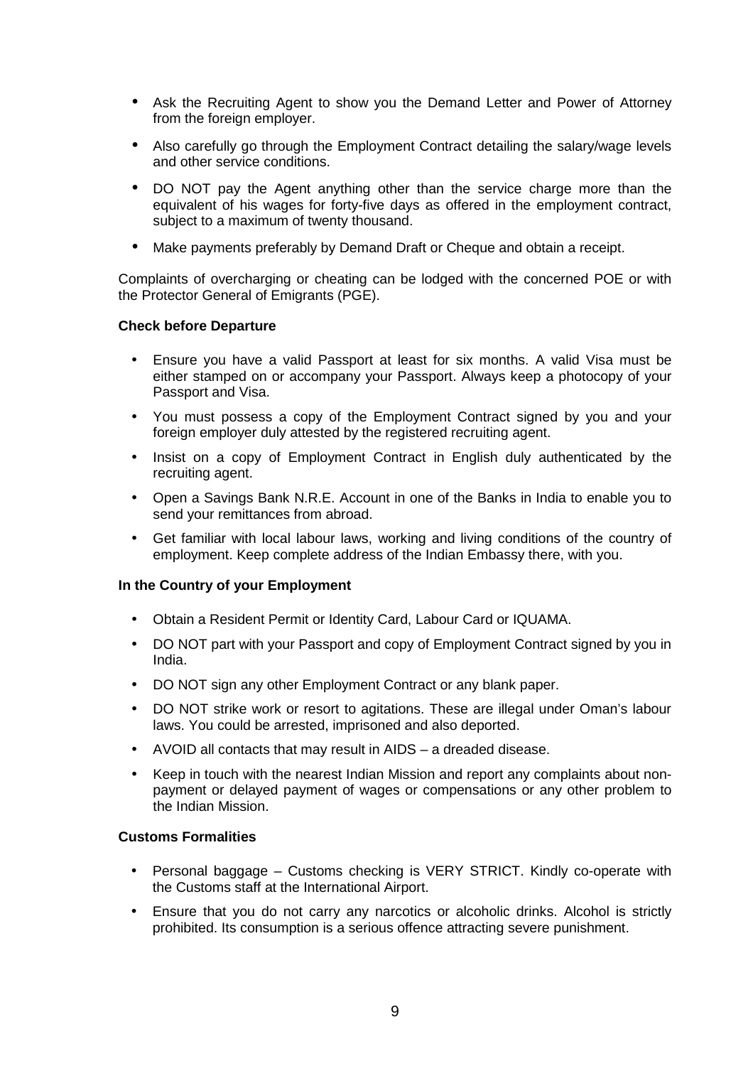- Ask the Recruiting Agent to show you the Demand Letter and Power of Attorney from the foreign employer.
- Also carefully go through the Employment Contract detailing the salary/wage levels and other service conditions.
- DO NOT pay the Agent anything other than the service charge more than the equivalent of his wages for forty-five days as offered in the employment contract, subject to a maximum of twenty thousand.
- Make payments preferably by Demand Draft or Cheque and obtain a receipt.

Complaints of overcharging or cheating can be lodged with the concerned POE or with the Protector General of Emigrants (PGE).

**Check before Departure**

- Ensure you have a valid Passport at least for six months. A valid Visa must be either stamped on or accompany your Passport. Always keep a photocopy of your Passport and Visa.
- You must possess a copy of the Employment Contract signed by you and your foreign employer duly attested by the registered recruiting agent.
- Insist on a copy of Employment Contract in English duly authenticated by the recruiting agent.
- Open a Savings Bank N.R.E. Account in one of the Banks in India to enable you to send your remittances from abroad.
- Get familiar with local labour laws, working and living conditions of the country of employment. Keep complete address of the Indian Embassy there, with you.

**In the Country of your Employment**

- Obtain a Resident Permit or Identity Card, Labour Card or IQUAMA.
- DO NOT part with your Passport and copy of Employment Contract signed by you in India.
- DO NOT sign any other Employment Contract or any blank paper.
- DO NOT strike work or resort to agitations. These are illegal under Oman's labour laws. You could be arrested, imprisoned and also deported.
- AVOID all contacts that may result in AIDS – a dreaded disease.
- Keep in touch with the nearest Indian Mission and report any complaints about non-payment or delayed payment of wages or compensations or any other problem to the Indian Mission.

**Customs Formalities**

- Personal baggage – Customs checking is VERY STRICT. Kindly co-operate with the Customs staff at the International Airport.
- Ensure that you do not carry any narcotics or alcoholic drinks. Alcohol is strictly prohibited. Its consumption is a serious offence attracting severe punishment.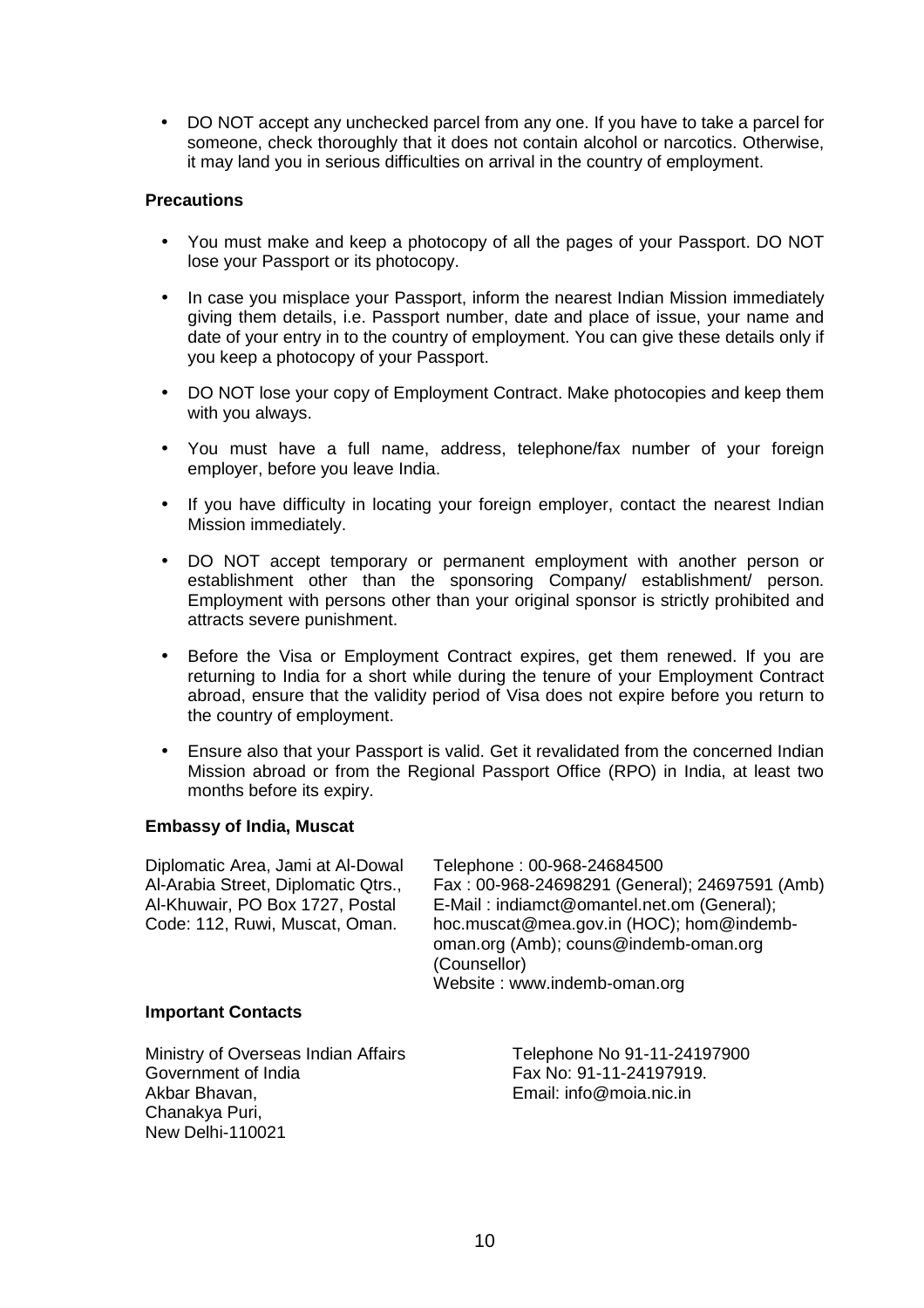- DO NOT accept any unchecked parcel from any one. If you have to take a parcel for someone, check thoroughly that it does not contain alcohol or narcotics. Otherwise, it may land you in serious difficulties on arrival in the country of employment.

**Precautions**

- You must make and keep a photocopy of all the pages of your Passport. DO NOT lose your Passport or its photocopy.
- In case you misplace your Passport, inform the nearest Indian Mission immediately giving them details, i.e. Passport number, date and place of issue, your name and date of your entry in to the country of employment. You can give these details only if you keep a photocopy of your Passport.
- DO NOT lose your copy of Employment Contract. Make photocopies and keep them with you always.
- You must have a full name, address, telephone/fax number of your foreign employer, before you leave India.
- If you have difficulty in locating your foreign employer, contact the nearest Indian Mission immediately.
- DO NOT accept temporary or permanent employment with another person or establishment other than the sponsoring Company/ establishment/ person. Employment with persons other than your original sponsor is strictly prohibited and attracts severe punishment.
- Before the Visa or Employment Contract expires, get them renewed. If you are returning to India for a short while during the tenure of your Employment Contract abroad, ensure that the validity period of Visa does not expire before you return to the country of employment.
- Ensure also that your Passport is valid. Get it revalidated from the concerned Indian Mission abroad or from the Regional Passport Office (RPO) in India, at least two months before its expiry.

**Embassy of India, Muscat**

Diplomatic Area, Jami at Al-Dowal Al-Arabia Street, Diplomatic Qtrs., Al-Khuwair, PO Box 1727, Postal Code: 112, Ruwi, Muscat, Oman.

Telephone : 00-968-24684500
Fax : 00-968-24698291 (General); 24697591 (Amb)
E-Mail : indiamct@omantel.net.om (General); hoc.muscat@mea.gov.in (HOC); hom@indemb-oman.org (Amb); couns@indemb-oman.org (Counsellor)
Website : www.indemb-oman.org

**Important Contacts**

Ministry of Overseas Indian Affairs
Government of India
Akbar Bhavan,
Chanakya Puri,
New Delhi-110021

Telephone No 91-11-24197900
Fax No: 91-11-24197919.
Email: info@moia.nic.in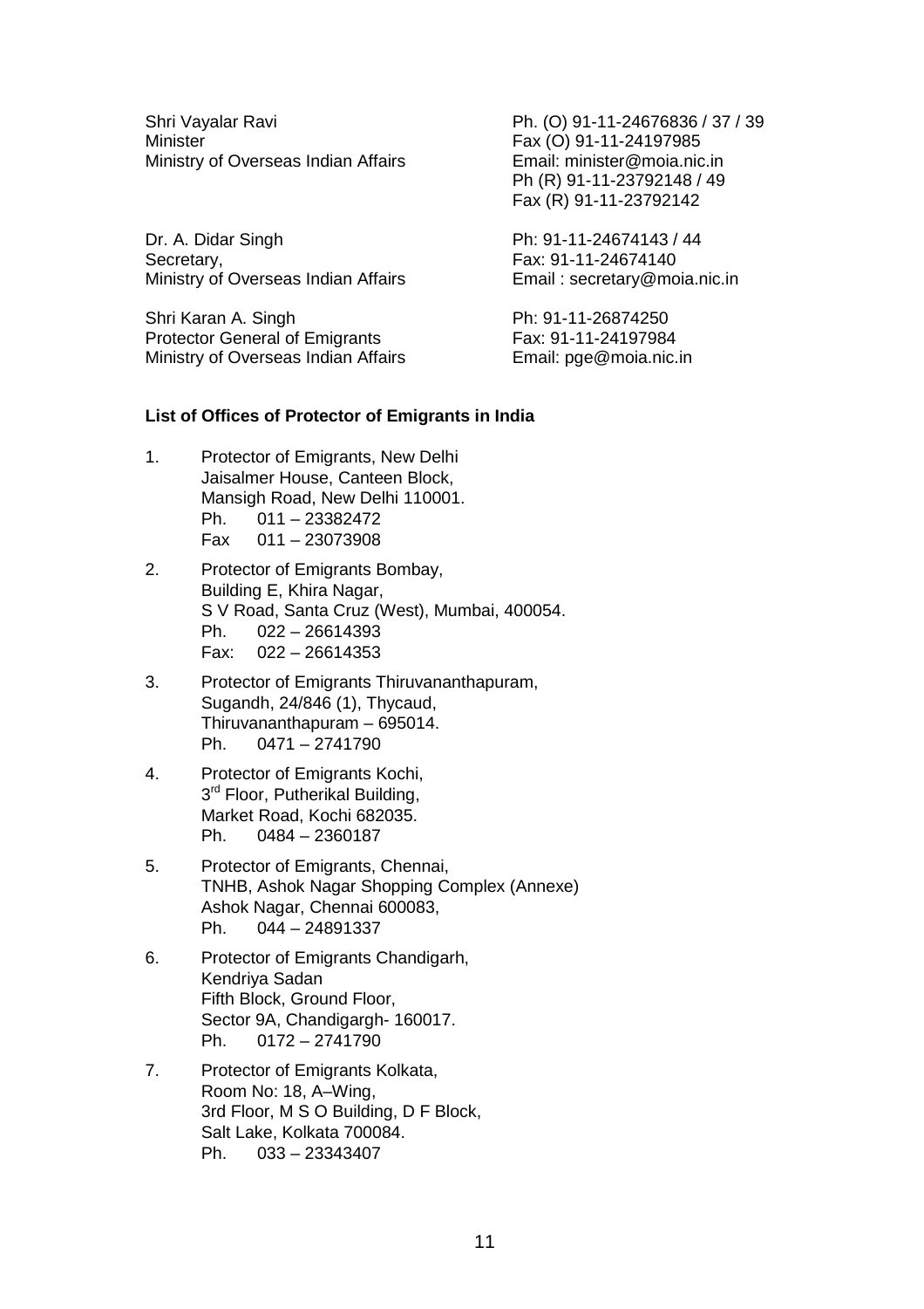Shri Vayalar Ravi
Minister
Ministry of Overseas Indian Affairs

Ph. (O) 91-11-24676836 / 37 / 39
Fax (O) 91-11-24197985
Email: minister@moia.nic.in
Ph (R) 91-11-23792148 / 49
Fax (R) 91-11-23792142

Dr. A. Didar Singh
Secretary,
Ministry of Overseas Indian Affairs

Ph: 91-11-24674143 / 44
Fax: 91-11-24674140
Email : secretary@moia.nic.in

Shri Karan A. Singh
Protector General of Emigrants
Ministry of Overseas Indian Affairs

Ph: 91-11-26874250
Fax: 91-11-24197984
Email: pge@moia.nic.in

**List of Offices of Protector of Emigrants in India**

1. Protector of Emigrants, New Delhi
   Jaisalmer House, Canteen Block,
   Mansigh Road, New Delhi 110001.
   Ph. 011 – 23382472
   Fax 011 – 23073908

2. Protector of Emigrants Bombay,
   Building E, Khira Nagar,
   S V Road, Santa Cruz (West), Mumbai, 400054.
   Ph. 022 – 26614393
   Fax: 022 – 26614353

3. Protector of Emigrants Thiruvananthapuram,
   Sugandh, 24/846 (1), Thycaud,
   Thiruvananthapuram – 695014.
   Ph. 0471 – 2741790

4. Protector of Emigrants Kochi,
   3rd Floor, Putherikal Building,
   Market Road, Kochi 682035.
   Ph. 0484 – 2360187

5. Protector of Emigrants, Chennai,
   TNHB, Ashok Nagar Shopping Complex (Annexe)
   Ashok Nagar, Chennai 600083,
   Ph. 044 – 24891337

6. Protector of Emigrants Chandigarh,
   Kendriya Sadan
   Fifth Block, Ground Floor,
   Sector 9A, Chandigargh- 160017.
   Ph. 0172 – 2741790

7. Protector of Emigrants Kolkata,
   Room No: 18, A–Wing,
   3rd Floor, M S O Building, D F Block,
   Salt Lake, Kolkata 700084.
   Ph. 033 – 23343407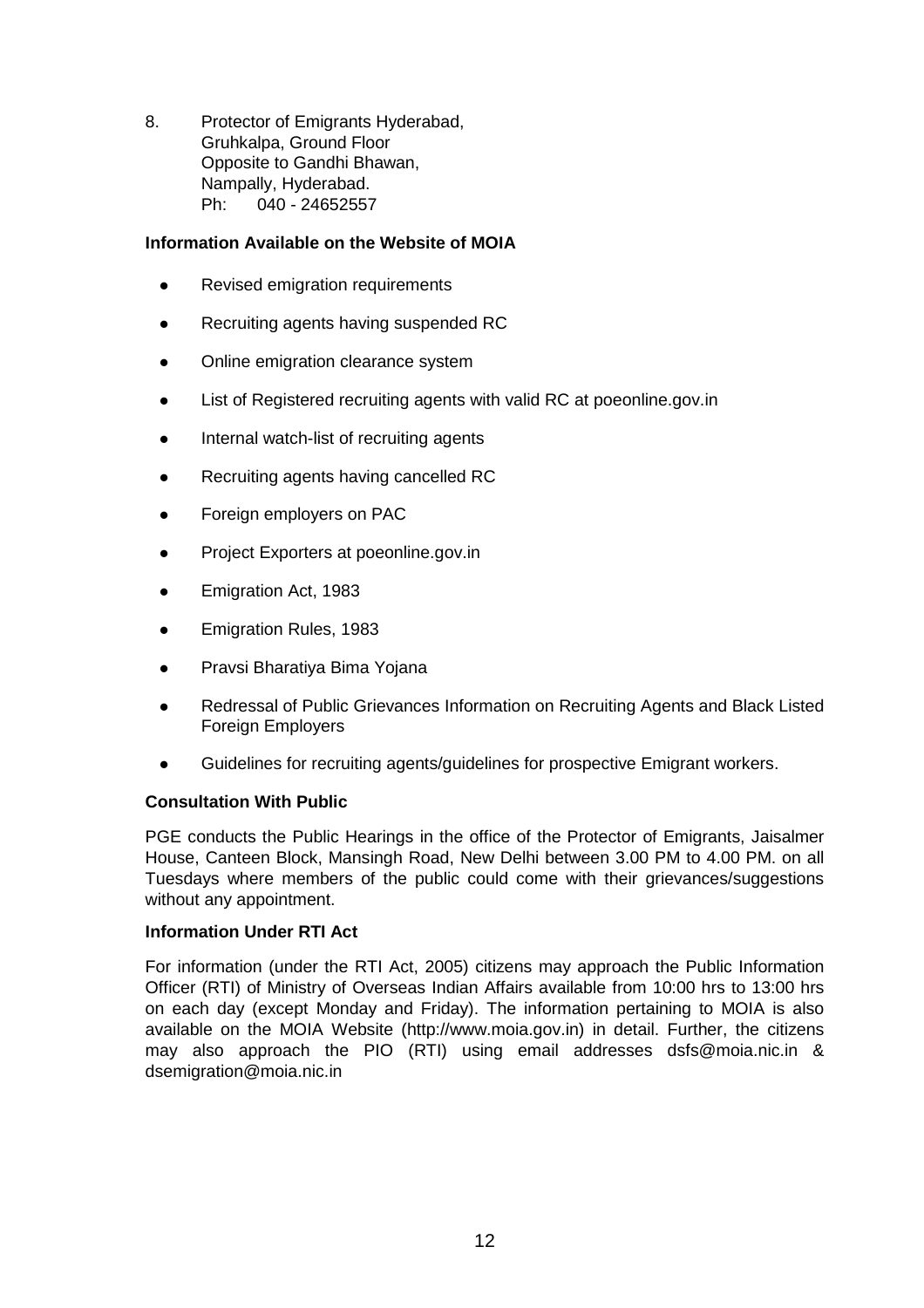8. Protector of Emigrants Hyderabad,
   Gruhkalpa, Ground Floor
   Opposite to Gandhi Bhawan,
   Nampally, Hyderabad.
   Ph: 040 - 24652557

**Information Available on the Website of MOIA**

- Revised emigration requirements
- Recruiting agents having suspended RC
- Online emigration clearance system
- List of Registered recruiting agents with valid RC at poeonline.gov.in
- Internal watch-list of recruiting agents
- Recruiting agents having cancelled RC
- Foreign employers on PAC
- Project Exporters at poeonline.gov.in
- Emigration Act, 1983
- Emigration Rules, 1983
- Pravsi Bharatiya Bima Yojana
- Redressal of Public Grievances Information on Recruiting Agents and Black Listed Foreign Employers
- Guidelines for recruiting agents/guidelines for prospective Emigrant workers.

**Consultation With Public**

PGE conducts the Public Hearings in the office of the Protector of Emigrants, Jaisalmer House, Canteen Block, Mansingh Road, New Delhi between 3.00 PM to 4.00 PM. on all Tuesdays where members of the public could come with their grievances/suggestions without any appointment.

**Information Under RTI Act**

For information (under the RTI Act, 2005) citizens may approach the Public Information Officer (RTI) of Ministry of Overseas Indian Affairs available from 10:00 hrs to 13:00 hrs on each day (except Monday and Friday). The information pertaining to MOIA is also available on the MOIA Website (http://www.moia.gov.in) in detail. Further, the citizens may also approach the PIO (RTI) using email addresses dsfs@moia.nic.in & dsemigration@moia.nic.in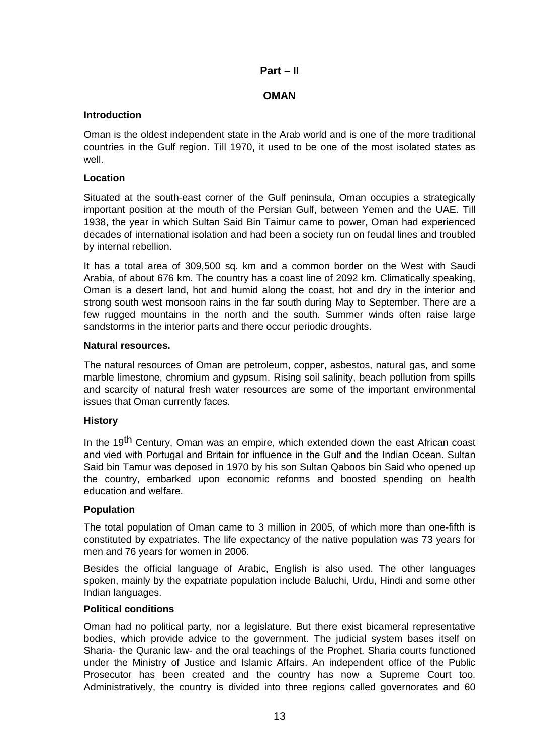## Part – II

## OMAN

### Introduction

Oman is the oldest independent state in the Arab world and is one of the more traditional countries in the Gulf region. Till 1970, it used to be one of the most isolated states as well.

### Location

Situated at the south-east corner of the Gulf peninsula, Oman occupies a strategically important position at the mouth of the Persian Gulf, between Yemen and the UAE. Till 1938, the year in which Sultan Said Bin Taimur came to power, Oman had experienced decades of international isolation and had been a society run on feudal lines and troubled by internal rebellion.

It has a total area of 309,500 sq. km and a common border on the West with Saudi Arabia, of about 676 km. The country has a coast line of 2092 km. Climatically speaking, Oman is a desert land, hot and humid along the coast, hot and dry in the interior and strong south west monsoon rains in the far south during May to September. There are a few rugged mountains in the north and the south. Summer winds often raise large sandstorms in the interior parts and there occur periodic droughts.

### Natural resources.

The natural resources of Oman are petroleum, copper, asbestos, natural gas, and some marble limestone, chromium and gypsum. Rising soil salinity, beach pollution from spills and scarcity of natural fresh water resources are some of the important environmental issues that Oman currently faces.

### History

In the 19th Century, Oman was an empire, which extended down the east African coast and vied with Portugal and Britain for influence in the Gulf and the Indian Ocean. Sultan Said bin Tamur was deposed in 1970 by his son Sultan Qaboos bin Said who opened up the country, embarked upon economic reforms and boosted spending on health education and welfare.

### Population

The total population of Oman came to 3 million in 2005, of which more than one-fifth is constituted by expatriates. The life expectancy of the native population was 73 years for men and 76 years for women in 2006.

Besides the official language of Arabic, English is also used. The other languages spoken, mainly by the expatriate population include Baluchi, Urdu, Hindi and some other Indian languages.

### Political conditions

Oman had no political party, nor a legislature. But there exist bicameral representative bodies, which provide advice to the government. The judicial system bases itself on Sharia- the Quranic law- and the oral teachings of the Prophet. Sharia courts functioned under the Ministry of Justice and Islamic Affairs. An independent office of the Public Prosecutor has been created and the country has now a Supreme Court too. Administratively, the country is divided into three regions called governorates and 60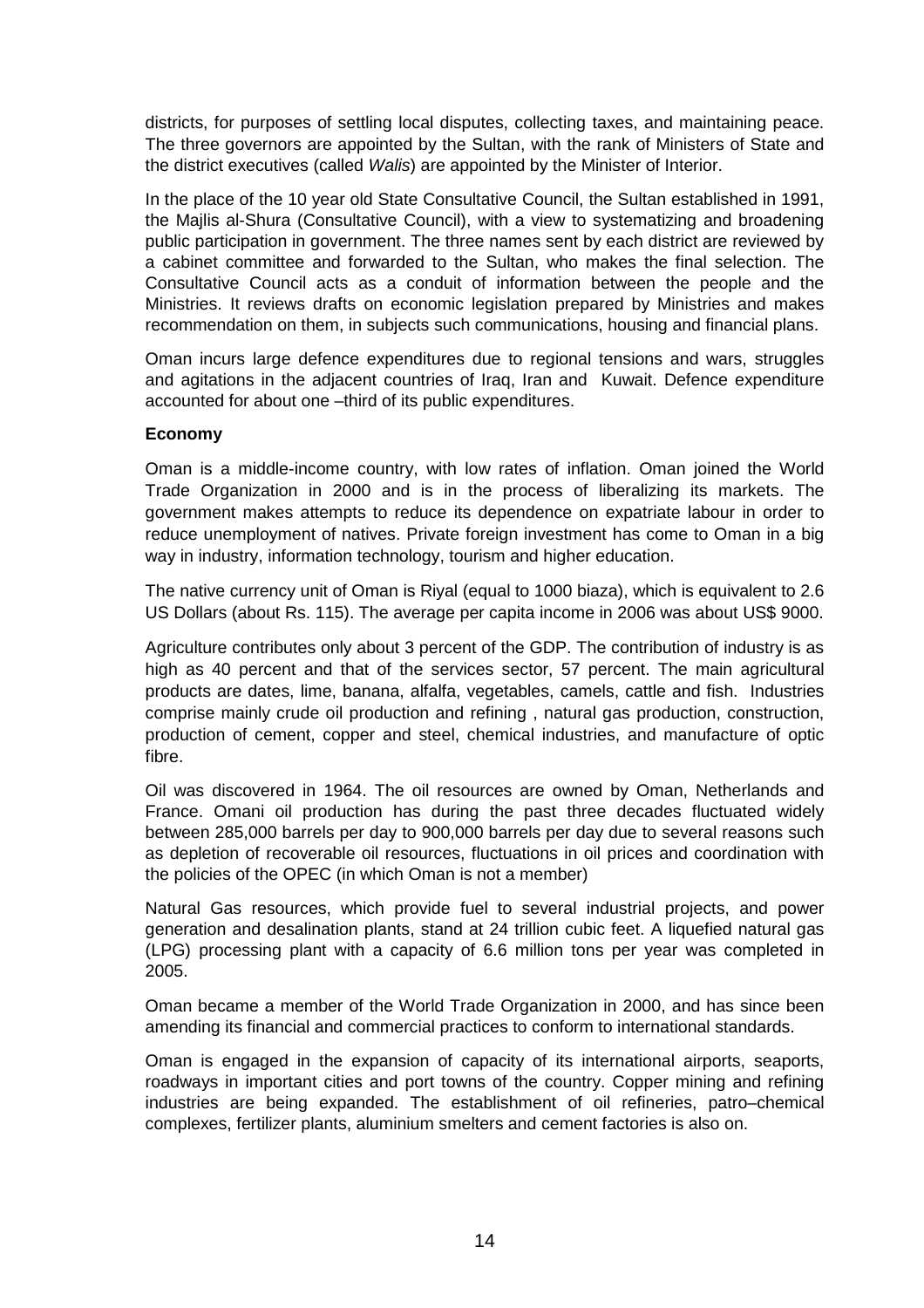districts, for purposes of settling local disputes, collecting taxes, and maintaining peace. The three governors are appointed by the Sultan, with the rank of Ministers of State and the district executives (called *Walis*) are appointed by the Minister of Interior.

In the place of the 10 year old State Consultative Council, the Sultan established in 1991, the Majlis al-Shura (Consultative Council), with a view to systematizing and broadening public participation in government. The three names sent by each district are reviewed by a cabinet committee and forwarded to the Sultan, who makes the final selection. The Consultative Council acts as a conduit of information between the people and the Ministries. It reviews drafts on economic legislation prepared by Ministries and makes recommendation on them, in subjects such communications, housing and financial plans.

Oman incurs large defence expenditures due to regional tensions and wars, struggles and agitations in the adjacent countries of Iraq, Iran and Kuwait. Defence expenditure accounted for about one –third of its public expenditures.

**Economy**

Oman is a middle-income country, with low rates of inflation. Oman joined the World Trade Organization in 2000 and is in the process of liberalizing its markets. The government makes attempts to reduce its dependence on expatriate labour in order to reduce unemployment of natives. Private foreign investment has come to Oman in a big way in industry, information technology, tourism and higher education.

The native currency unit of Oman is Riyal (equal to 1000 biaza), which is equivalent to 2.6 US Dollars (about Rs. 115). The average per capita income in 2006 was about US$ 9000.

Agriculture contributes only about 3 percent of the GDP. The contribution of industry is as high as 40 percent and that of the services sector, 57 percent. The main agricultural products are dates, lime, banana, alfalfa, vegetables, camels, cattle and fish. Industries comprise mainly crude oil production and refining , natural gas production, construction, production of cement, copper and steel, chemical industries, and manufacture of optic fibre.

Oil was discovered in 1964. The oil resources are owned by Oman, Netherlands and France. Omani oil production has during the past three decades fluctuated widely between 285,000 barrels per day to 900,000 barrels per day due to several reasons such as depletion of recoverable oil resources, fluctuations in oil prices and coordination with the policies of the OPEC (in which Oman is not a member)

Natural Gas resources, which provide fuel to several industrial projects, and power generation and desalination plants, stand at 24 trillion cubic feet. A liquefied natural gas (LPG) processing plant with a capacity of 6.6 million tons per year was completed in 2005.

Oman became a member of the World Trade Organization in 2000, and has since been amending its financial and commercial practices to conform to international standards.

Oman is engaged in the expansion of capacity of its international airports, seaports, roadways in important cities and port towns of the country. Copper mining and refining industries are being expanded. The establishment of oil refineries, patro–chemical complexes, fertilizer plants, aluminium smelters and cement factories is also on.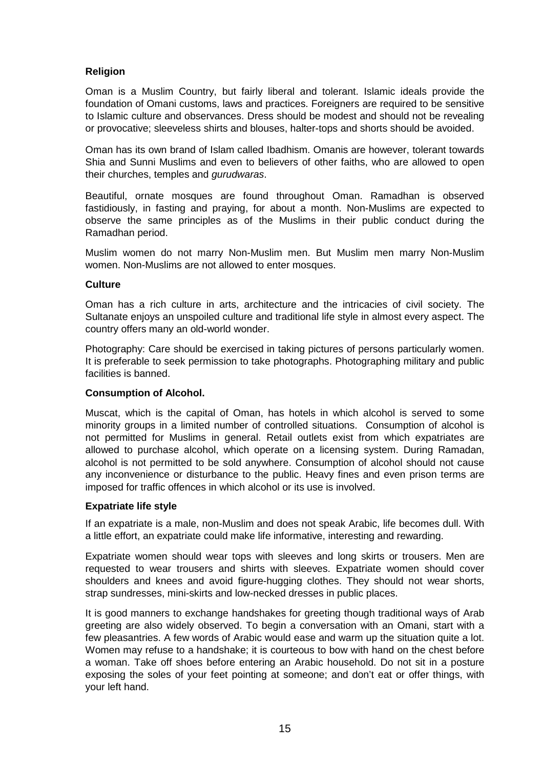**Religion**

Oman is a Muslim Country, but fairly liberal and tolerant. Islamic ideals provide the foundation of Omani customs, laws and practices. Foreigners are required to be sensitive to Islamic culture and observances. Dress should be modest and should not be revealing or provocative; sleeveless shirts and blouses, halter-tops and shorts should be avoided.

Oman has its own brand of Islam called Ibadhism. Omanis are however, tolerant towards Shia and Sunni Muslims and even to believers of other faiths, who are allowed to open their churches, temples and *gurudwaras*.

Beautiful, ornate mosques are found throughout Oman. Ramadhan is observed fastidiously, in fasting and praying, for about a month. Non-Muslims are expected to observe the same principles as of the Muslims in their public conduct during the Ramadhan period.

Muslim women do not marry Non-Muslim men. But Muslim men marry Non-Muslim women. Non-Muslims are not allowed to enter mosques.

**Culture**

Oman has a rich culture in arts, architecture and the intricacies of civil society. The Sultanate enjoys an unspoiled culture and traditional life style in almost every aspect. The country offers many an old-world wonder.

Photography: Care should be exercised in taking pictures of persons particularly women. It is preferable to seek permission to take photographs. Photographing military and public facilities is banned.

**Consumption of Alcohol.**

Muscat, which is the capital of Oman, has hotels in which alcohol is served to some minority groups in a limited number of controlled situations. Consumption of alcohol is not permitted for Muslims in general. Retail outlets exist from which expatriates are allowed to purchase alcohol, which operate on a licensing system. During Ramadan, alcohol is not permitted to be sold anywhere. Consumption of alcohol should not cause any inconvenience or disturbance to the public. Heavy fines and even prison terms are imposed for traffic offences in which alcohol or its use is involved.

**Expatriate life style**

If an expatriate is a male, non-Muslim and does not speak Arabic, life becomes dull. With a little effort, an expatriate could make life informative, interesting and rewarding.

Expatriate women should wear tops with sleeves and long skirts or trousers. Men are requested to wear trousers and shirts with sleeves. Expatriate women should cover shoulders and knees and avoid figure-hugging clothes. They should not wear shorts, strap sundresses, mini-skirts and low-necked dresses in public places.

It is good manners to exchange handshakes for greeting though traditional ways of Arab greeting are also widely observed. To begin a conversation with an Omani, start with a few pleasantries. A few words of Arabic would ease and warm up the situation quite a lot. Women may refuse to a handshake; it is courteous to bow with hand on the chest before a woman. Take off shoes before entering an Arabic household. Do not sit in a posture exposing the soles of your feet pointing at someone; and don't eat or offer things, with your left hand.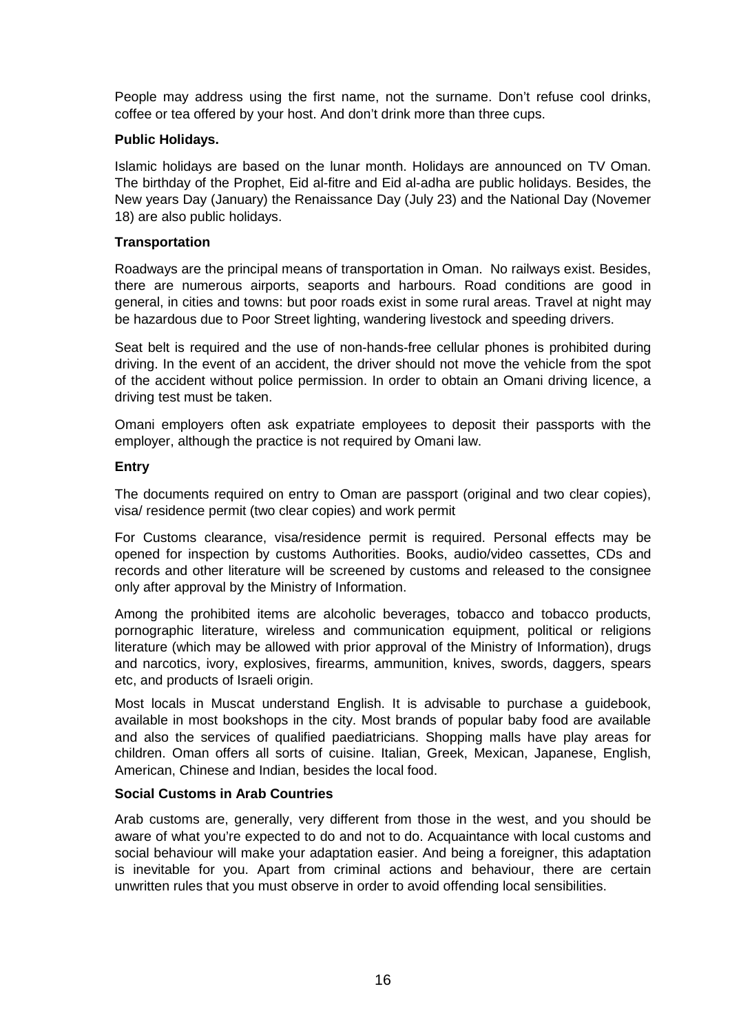People may address using the first name, not the surname. Don't refuse cool drinks, coffee or tea offered by your host. And don't drink more than three cups.

**Public Holidays.**

Islamic holidays are based on the lunar month. Holidays are announced on TV Oman. The birthday of the Prophet, Eid al-fitre and Eid al-adha are public holidays. Besides, the New years Day (January) the Renaissance Day (July 23) and the National Day (Novemer 18) are also public holidays.

**Transportation**

Roadways are the principal means of transportation in Oman. No railways exist. Besides, there are numerous airports, seaports and harbours. Road conditions are good in general, in cities and towns: but poor roads exist in some rural areas. Travel at night may be hazardous due to Poor Street lighting, wandering livestock and speeding drivers.

Seat belt is required and the use of non-hands-free cellular phones is prohibited during driving. In the event of an accident, the driver should not move the vehicle from the spot of the accident without police permission. In order to obtain an Omani driving licence, a driving test must be taken.

Omani employers often ask expatriate employees to deposit their passports with the employer, although the practice is not required by Omani law.

**Entry**

The documents required on entry to Oman are passport (original and two clear copies), visa/ residence permit (two clear copies) and work permit

For Customs clearance, visa/residence permit is required. Personal effects may be opened for inspection by customs Authorities. Books, audio/video cassettes, CDs and records and other literature will be screened by customs and released to the consignee only after approval by the Ministry of Information.

Among the prohibited items are alcoholic beverages, tobacco and tobacco products, pornographic literature, wireless and communication equipment, political or religions literature (which may be allowed with prior approval of the Ministry of Information), drugs and narcotics, ivory, explosives, firearms, ammunition, knives, swords, daggers, spears etc, and products of Israeli origin.

Most locals in Muscat understand English. It is advisable to purchase a guidebook, available in most bookshops in the city. Most brands of popular baby food are available and also the services of qualified paediatricians. Shopping malls have play areas for children. Oman offers all sorts of cuisine. Italian, Greek, Mexican, Japanese, English, American, Chinese and Indian, besides the local food.

**Social Customs in Arab Countries**

Arab customs are, generally, very different from those in the west, and you should be aware of what you're expected to do and not to do. Acquaintance with local customs and social behaviour will make your adaptation easier. And being a foreigner, this adaptation is inevitable for you. Apart from criminal actions and behaviour, there are certain unwritten rules that you must observe in order to avoid offending local sensibilities.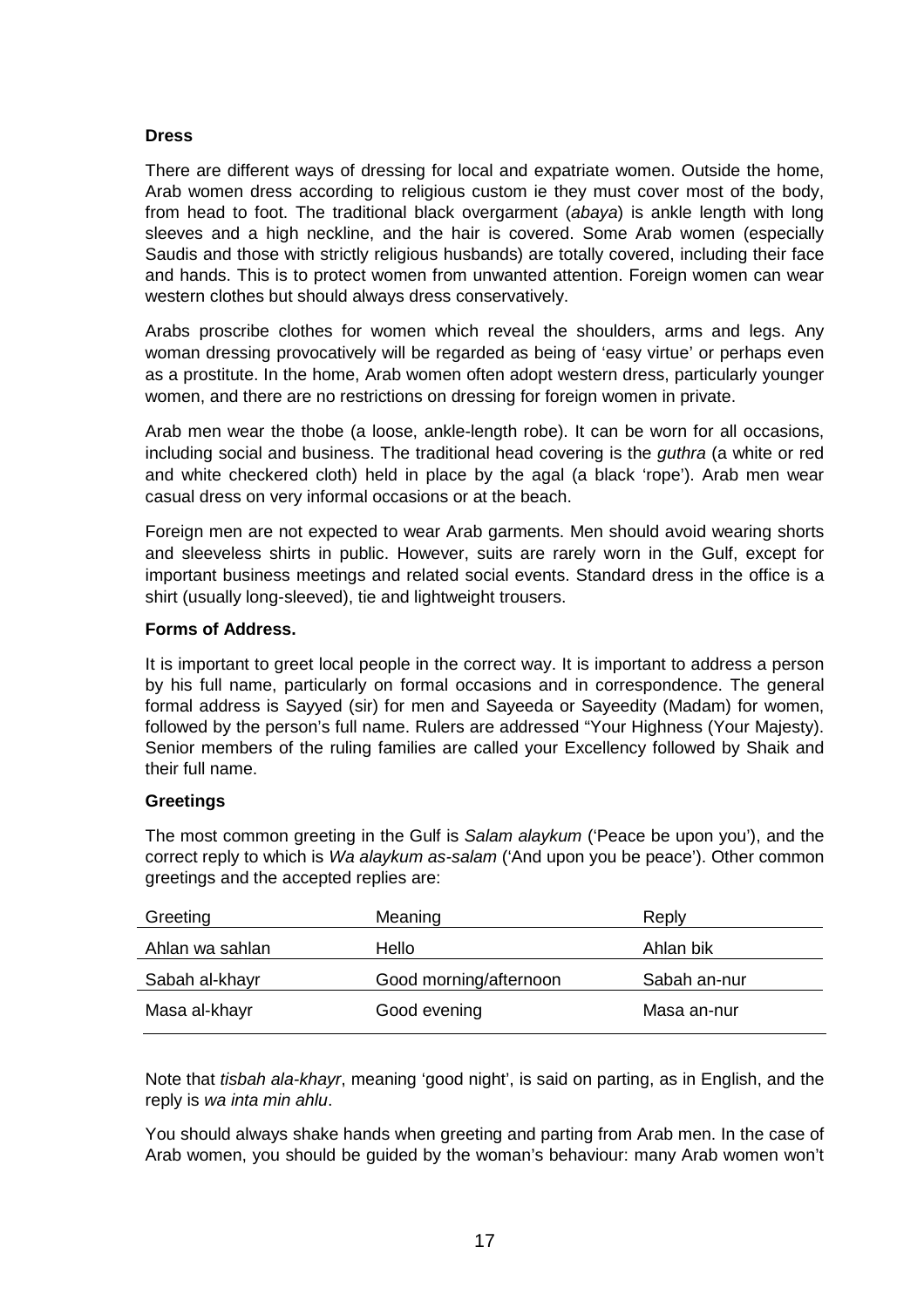**Dress**

There are different ways of dressing for local and expatriate women. Outside the home, Arab women dress according to religious custom ie they must cover most of the body, from head to foot. The traditional black overgarment (*abaya*) is ankle length with long sleeves and a high neckline, and the hair is covered. Some Arab women (especially Saudis and those with strictly religious husbands) are totally covered, including their face and hands. This is to protect women from unwanted attention. Foreign women can wear western clothes but should always dress conservatively.

Arabs proscribe clothes for women which reveal the shoulders, arms and legs. Any woman dressing provocatively will be regarded as being of 'easy virtue' or perhaps even as a prostitute. In the home, Arab women often adopt western dress, particularly younger women, and there are no restrictions on dressing for foreign women in private.

Arab men wear the thobe (a loose, ankle-length robe). It can be worn for all occasions, including social and business. The traditional head covering is the *guthra* (a white or red and white checkered cloth) held in place by the agal (a black 'rope'). Arab men wear casual dress on very informal occasions or at the beach.

Foreign men are not expected to wear Arab garments. Men should avoid wearing shorts and sleeveless shirts in public. However, suits are rarely worn in the Gulf, except for important business meetings and related social events. Standard dress in the office is a shirt (usually long-sleeved), tie and lightweight trousers.

**Forms of Address.**

It is important to greet local people in the correct way. It is important to address a person by his full name, particularly on formal occasions and in correspondence. The general formal address is Sayyed (sir) for men and Sayeeda or Sayeedity (Madam) for women, followed by the person's full name. Rulers are addressed "Your Highness (Your Majesty). Senior members of the ruling families are called your Excellency followed by Shaik and their full name.

**Greetings**

The most common greeting in the Gulf is *Salam alaykum* ('Peace be upon you'), and the correct reply to which is *Wa alaykum as-salam* ('And upon you be peace'). Other common greetings and the accepted replies are:

| Greeting | Meaning | Reply |
|---|---|---|
| Ahlan wa sahlan | Hello | Ahlan bik |
| Sabah al-khayr | Good morning/afternoon | Sabah an-nur |
| Masa al-khayr | Good evening | Masa an-nur |

Note that *tisbah ala-khayr*, meaning 'good night', is said on parting, as in English, and the reply is *wa inta min ahlu*.

You should always shake hands when greeting and parting from Arab men. In the case of Arab women, you should be guided by the woman's behaviour: many Arab women won't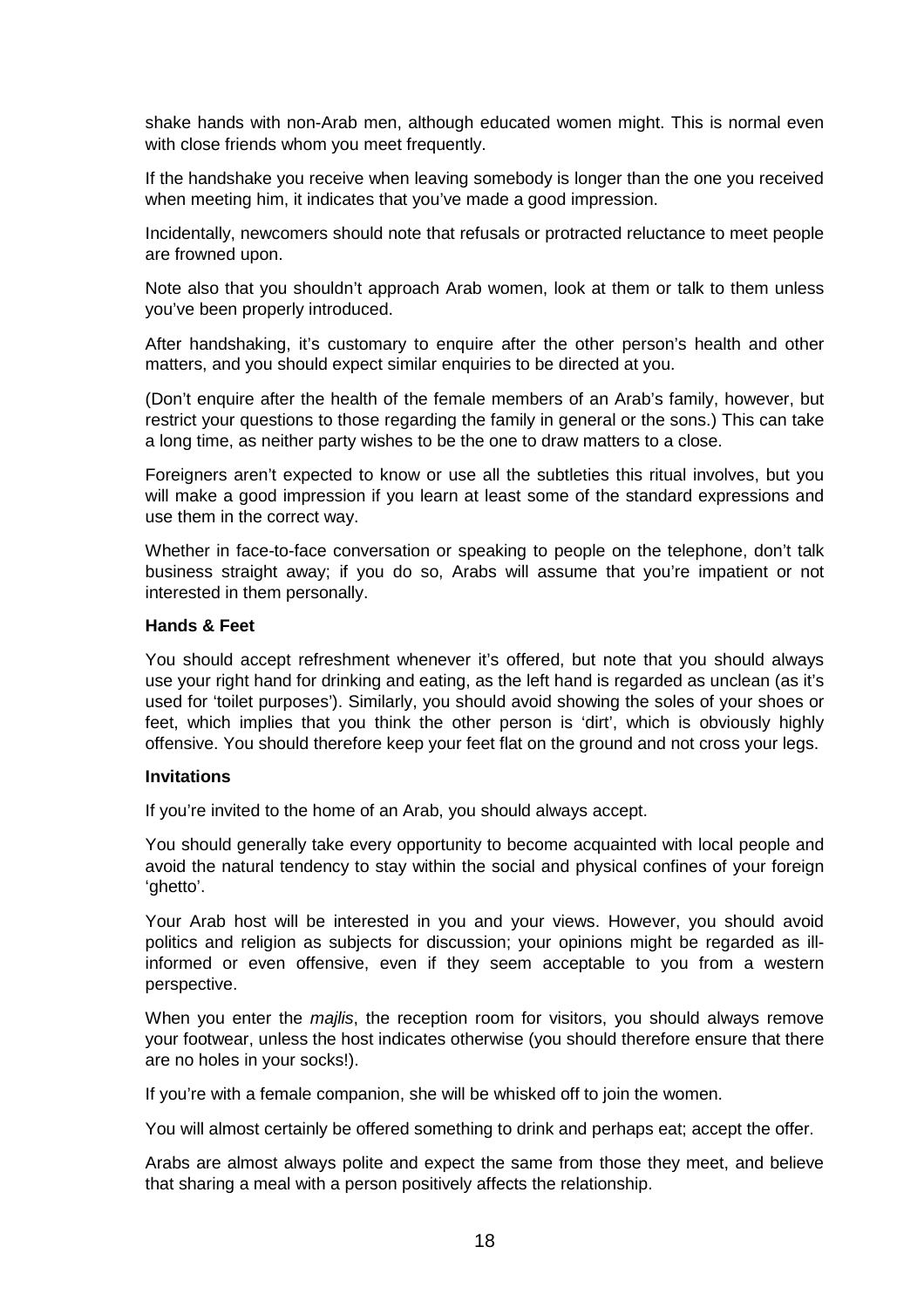shake hands with non-Arab men, although educated women might. This is normal even with close friends whom you meet frequently.

If the handshake you receive when leaving somebody is longer than the one you received when meeting him, it indicates that you've made a good impression.

Incidentally, newcomers should note that refusals or protracted reluctance to meet people are frowned upon.

Note also that you shouldn't approach Arab women, look at them or talk to them unless you've been properly introduced.

After handshaking, it's customary to enquire after the other person's health and other matters, and you should expect similar enquiries to be directed at you.

(Don't enquire after the health of the female members of an Arab's family, however, but restrict your questions to those regarding the family in general or the sons.) This can take a long time, as neither party wishes to be the one to draw matters to a close.

Foreigners aren't expected to know or use all the subtleties this ritual involves, but you will make a good impression if you learn at least some of the standard expressions and use them in the correct way.

Whether in face-to-face conversation or speaking to people on the telephone, don't talk business straight away; if you do so, Arabs will assume that you're impatient or not interested in them personally.

**Hands & Feet**

You should accept refreshment whenever it's offered, but note that you should always use your right hand for drinking and eating, as the left hand is regarded as unclean (as it's used for 'toilet purposes'). Similarly, you should avoid showing the soles of your shoes or feet, which implies that you think the other person is 'dirt', which is obviously highly offensive. You should therefore keep your feet flat on the ground and not cross your legs.

**Invitations**

If you're invited to the home of an Arab, you should always accept.

You should generally take every opportunity to become acquainted with local people and avoid the natural tendency to stay within the social and physical confines of your foreign 'ghetto'.

Your Arab host will be interested in you and your views. However, you should avoid politics and religion as subjects for discussion; your opinions might be regarded as ill-informed or even offensive, even if they seem acceptable to you from a western perspective.

When you enter the *majlis*, the reception room for visitors, you should always remove your footwear, unless the host indicates otherwise (you should therefore ensure that there are no holes in your socks!).

If you're with a female companion, she will be whisked off to join the women.

You will almost certainly be offered something to drink and perhaps eat; accept the offer.

Arabs are almost always polite and expect the same from those they meet, and believe that sharing a meal with a person positively affects the relationship.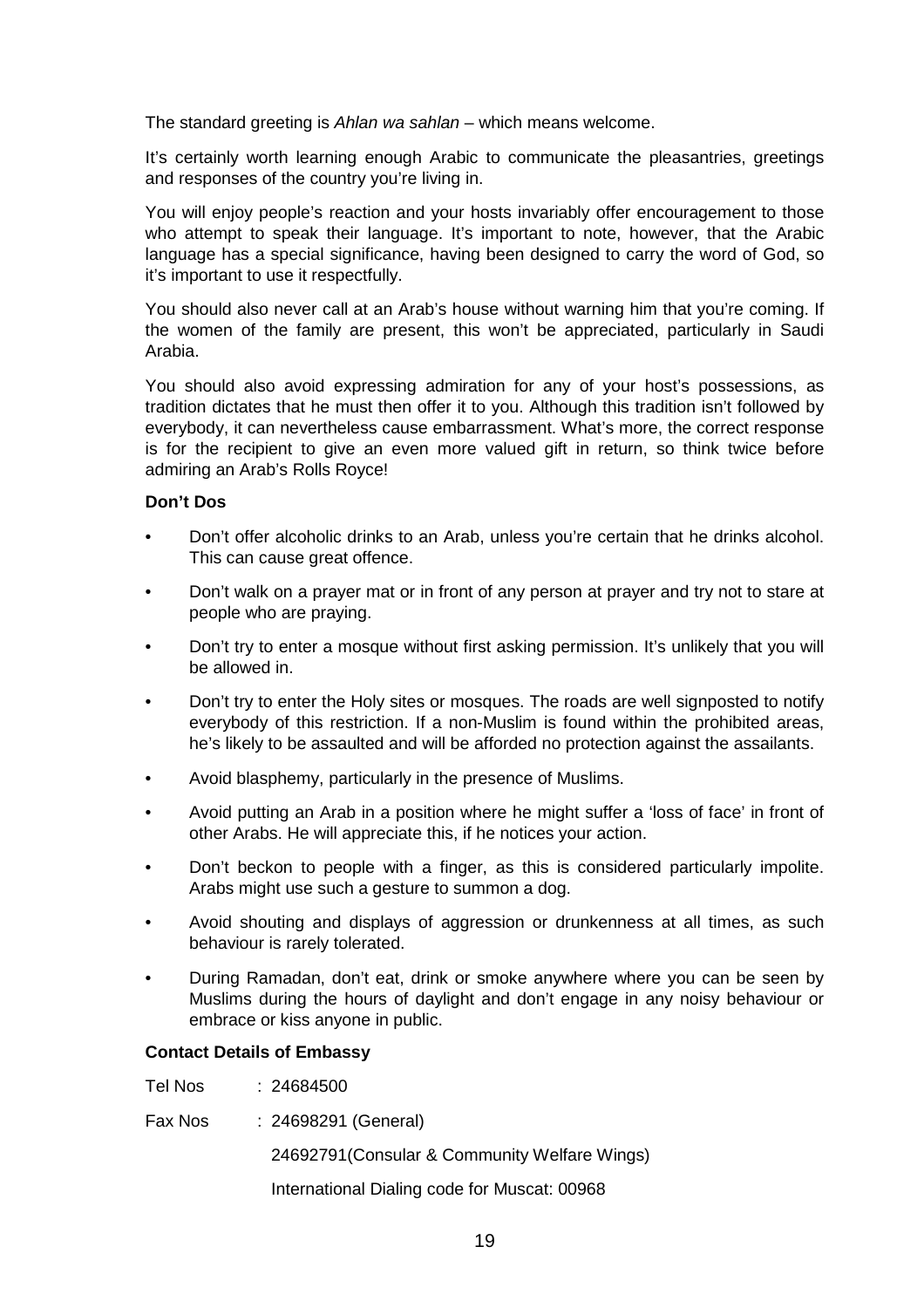The standard greeting is *Ahlan wa sahlan* – which means welcome.

It's certainly worth learning enough Arabic to communicate the pleasantries, greetings and responses of the country you're living in.

You will enjoy people's reaction and your hosts invariably offer encouragement to those who attempt to speak their language. It's important to note, however, that the Arabic language has a special significance, having been designed to carry the word of God, so it's important to use it respectfully.

You should also never call at an Arab's house without warning him that you're coming. If the women of the family are present, this won't be appreciated, particularly in Saudi Arabia.

You should also avoid expressing admiration for any of your host's possessions, as tradition dictates that he must then offer it to you. Although this tradition isn't followed by everybody, it can nevertheless cause embarrassment. What's more, the correct response is for the recipient to give an even more valued gift in return, so think twice before admiring an Arab's Rolls Royce!

**Don't Dos**

- Don't offer alcoholic drinks to an Arab, unless you're certain that he drinks alcohol. This can cause great offence.
- Don't walk on a prayer mat or in front of any person at prayer and try not to stare at people who are praying.
- Don't try to enter a mosque without first asking permission. It's unlikely that you will be allowed in.
- Don't try to enter the Holy sites or mosques. The roads are well signposted to notify everybody of this restriction. If a non-Muslim is found within the prohibited areas, he's likely to be assaulted and will be afforded no protection against the assailants.
- Avoid blasphemy, particularly in the presence of Muslims.
- Avoid putting an Arab in a position where he might suffer a 'loss of face' in front of other Arabs. He will appreciate this, if he notices your action.
- Don't beckon to people with a finger, as this is considered particularly impolite. Arabs might use such a gesture to summon a dog.
- Avoid shouting and displays of aggression or drunkenness at all times, as such behaviour is rarely tolerated.
- During Ramadan, don't eat, drink or smoke anywhere where you can be seen by Muslims during the hours of daylight and don't engage in any noisy behaviour or embrace or kiss anyone in public.

**Contact Details of Embassy**

Tel Nos : 24684500

Fax Nos : 24698291 (General)

24692791(Consular & Community Welfare Wings)

International Dialing code for Muscat: 00968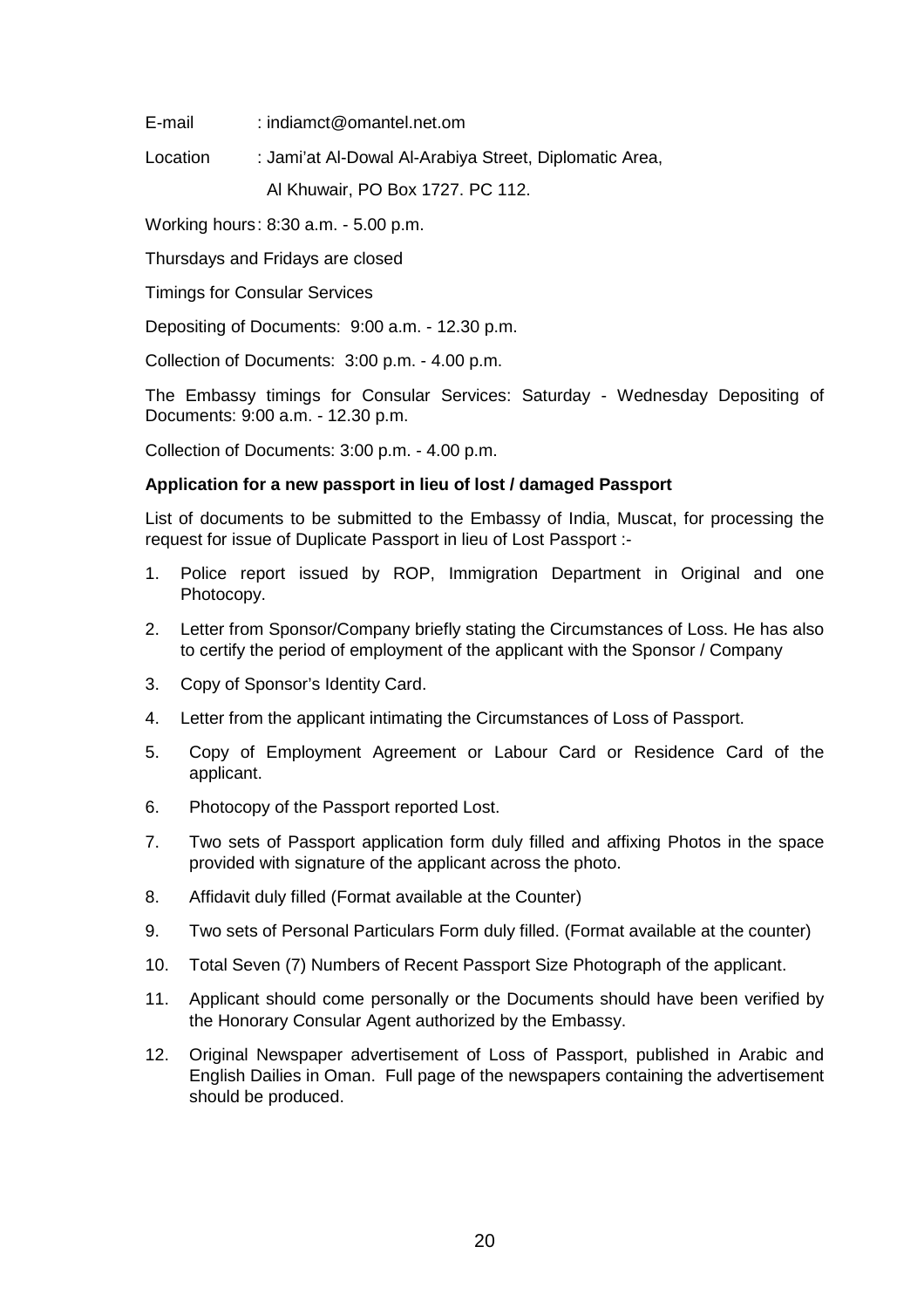E-mail : indiamct@omantel.net.om

Location : Jami'at Al-Dowal Al-Arabiya Street, Diplomatic Area,

Al Khuwair, PO Box 1727. PC 112.

Working hours: 8:30 a.m. - 5.00 p.m.

Thursdays and Fridays are closed

Timings for Consular Services

Depositing of Documents: 9:00 a.m. - 12.30 p.m.

Collection of Documents: 3:00 p.m. - 4.00 p.m.

The Embassy timings for Consular Services: Saturday - Wednesday Depositing of Documents: 9:00 a.m. - 12.30 p.m.

Collection of Documents: 3:00 p.m. - 4.00 p.m.

**Application for a new passport in lieu of lost / damaged Passport**

List of documents to be submitted to the Embassy of India, Muscat, for processing the request for issue of Duplicate Passport in lieu of Lost Passport :-

1. Police report issued by ROP, Immigration Department in Original and one Photocopy.
2. Letter from Sponsor/Company briefly stating the Circumstances of Loss. He has also to certify the period of employment of the applicant with the Sponsor / Company
3. Copy of Sponsor's Identity Card.
4. Letter from the applicant intimating the Circumstances of Loss of Passport.
5. Copy of Employment Agreement or Labour Card or Residence Card of the applicant.
6. Photocopy of the Passport reported Lost.
7. Two sets of Passport application form duly filled and affixing Photos in the space provided with signature of the applicant across the photo.
8. Affidavit duly filled (Format available at the Counter)
9. Two sets of Personal Particulars Form duly filled. (Format available at the counter)
10. Total Seven (7) Numbers of Recent Passport Size Photograph of the applicant.
11. Applicant should come personally or the Documents should have been verified by the Honorary Consular Agent authorized by the Embassy.
12. Original Newspaper advertisement of Loss of Passport, published in Arabic and English Dailies in Oman. Full page of the newspapers containing the advertisement should be produced.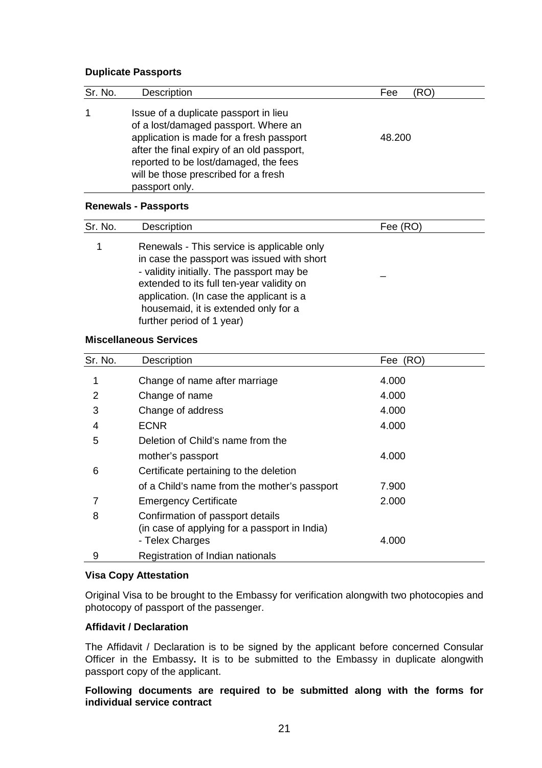**Duplicate Passports**

| Sr. No. | Description | Fee (RO) |
|---|---|---|
| 1 | Issue of a duplicate passport in lieu of a lost/damaged passport. Where an application is made for a fresh passport after the final expiry of an old passport, reported to be lost/damaged, the fees will be those prescribed for a fresh passport only. | 48.200 |

**Renewals - Passports**

| Sr. No. | Description | Fee (RO) |
|---|---|---|
| 1 | Renewals - This service is applicable only in case the passport was issued with short - validity initially. The passport may be extended to its full ten-year validity on application. (In case the applicant is a housemaid, it is extended only for a further period of 1 year) | _ |

**Miscellaneous Services**

| Sr. No. | Description | Fee (RO) |
|---|---|---|
| 1 | Change of name after marriage | 4.000 |
| 2 | Change of name | 4.000 |
| 3 | Change of address | 4.000 |
| 4 | ECNR | 4.000 |
| 5 | Deletion of Child's name from the mother's passport | 4.000 |
| 6 | Certificate pertaining to the deletion of a Child's name from the mother's passport | 7.900 |
| 7 | Emergency Certificate | 2.000 |
| 8 | Confirmation of passport details (in case of applying for a passport in India) - Telex Charges | 4.000 |
| 9 | Registration of Indian nationals | |

**Visa Copy Attestation**

Original Visa to be brought to the Embassy for verification alongwith two photocopies and photocopy of passport of the passenger.

**Affidavit / Declaration**

The Affidavit / Declaration is to be signed by the applicant before concerned Consular Officer in the Embassy**.** It is to be submitted to the Embassy in duplicate alongwith passport copy of the applicant.

**Following documents are required to be submitted along with the forms for individual service contract**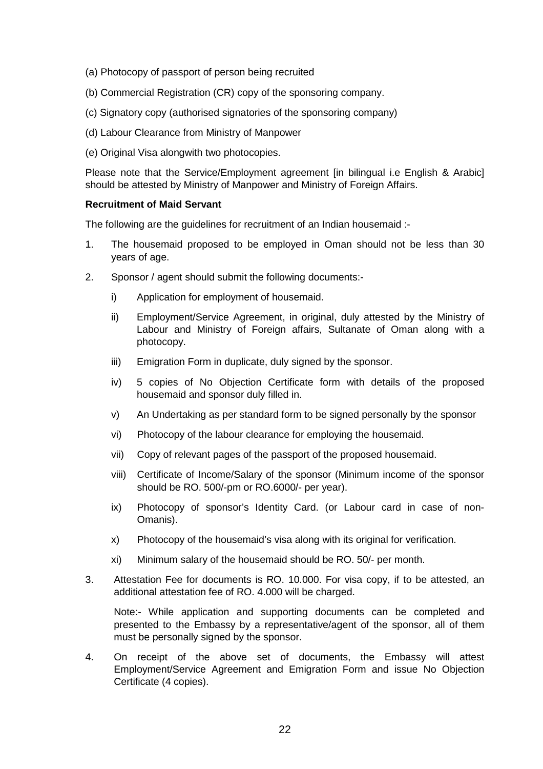(a) Photocopy of passport of person being recruited

(b) Commercial Registration (CR) copy of the sponsoring company.

(c) Signatory copy (authorised signatories of the sponsoring company)

(d) Labour Clearance from Ministry of Manpower

(e) Original Visa alongwith two photocopies.

Please note that the Service/Employment agreement [in bilingual i.e English & Arabic] should be attested by Ministry of Manpower and Ministry of Foreign Affairs.

**Recruitment of Maid Servant**

The following are the guidelines for recruitment of an Indian housemaid :-

1. The housemaid proposed to be employed in Oman should not be less than 30 years of age.

2. Sponsor / agent should submit the following documents:-

   i) Application for employment of housemaid.

   ii) Employment/Service Agreement, in original, duly attested by the Ministry of Labour and Ministry of Foreign affairs, Sultanate of Oman along with a photocopy.

   iii) Emigration Form in duplicate, duly signed by the sponsor.

   iv) 5 copies of No Objection Certificate form with details of the proposed housemaid and sponsor duly filled in.

   v) An Undertaking as per standard form to be signed personally by the sponsor

   vi) Photocopy of the labour clearance for employing the housemaid.

   vii) Copy of relevant pages of the passport of the proposed housemaid.

   viii) Certificate of Income/Salary of the sponsor (Minimum income of the sponsor should be RO. 500/-pm or RO.6000/- per year).

   ix) Photocopy of sponsor's Identity Card. (or Labour card in case of non-Omanis).

   x) Photocopy of the housemaid's visa along with its original for verification.

   xi) Minimum salary of the housemaid should be RO. 50/- per month.

3. Attestation Fee for documents is RO. 10.000. For visa copy, if to be attested, an additional attestation fee of RO. 4.000 will be charged.

   Note:- While application and supporting documents can be completed and presented to the Embassy by a representative/agent of the sponsor, all of them must be personally signed by the sponsor.

4. On receipt of the above set of documents, the Embassy will attest Employment/Service Agreement and Emigration Form and issue No Objection Certificate (4 copies).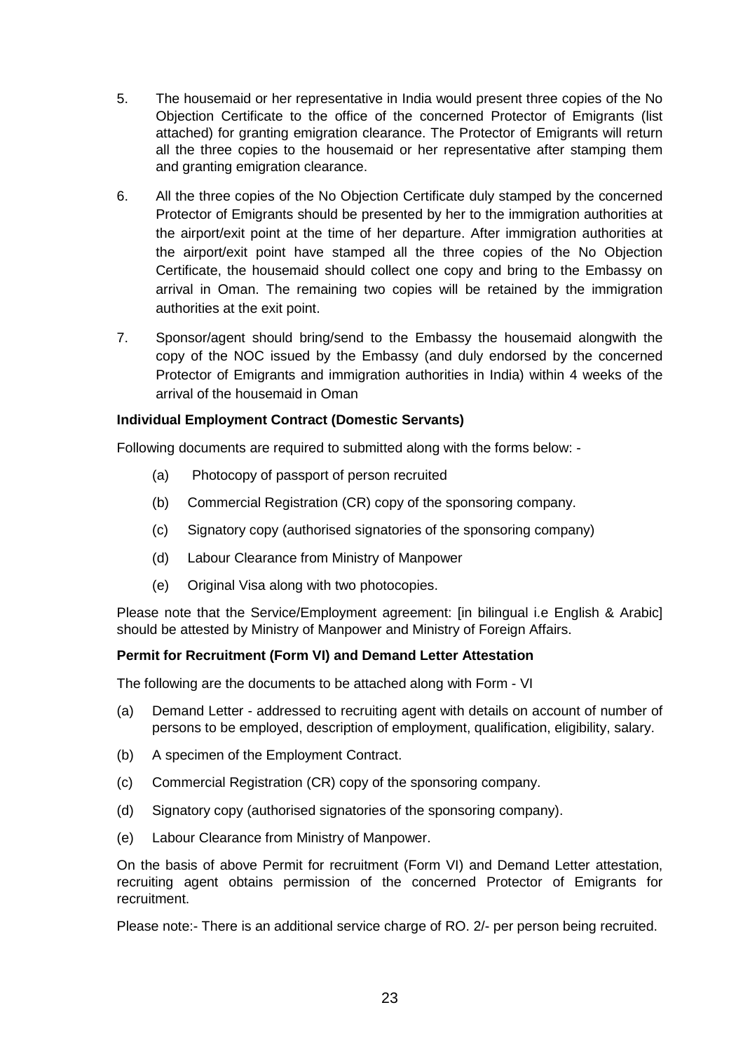5. The housemaid or her representative in India would present three copies of the No Objection Certificate to the office of the concerned Protector of Emigrants (list attached) for granting emigration clearance. The Protector of Emigrants will return all the three copies to the housemaid or her representative after stamping them and granting emigration clearance.

6. All the three copies of the No Objection Certificate duly stamped by the concerned Protector of Emigrants should be presented by her to the immigration authorities at the airport/exit point at the time of her departure. After immigration authorities at the airport/exit point have stamped all the three copies of the No Objection Certificate, the housemaid should collect one copy and bring to the Embassy on arrival in Oman. The remaining two copies will be retained by the immigration authorities at the exit point.

7. Sponsor/agent should bring/send to the Embassy the housemaid alongwith the copy of the NOC issued by the Embassy (and duly endorsed by the concerned Protector of Emigrants and immigration authorities in India) within 4 weeks of the arrival of the housemaid in Oman

**Individual Employment Contract (Domestic Servants)**

Following documents are required to submitted along with the forms below: -

(a) Photocopy of passport of person recruited

(b) Commercial Registration (CR) copy of the sponsoring company.

(c) Signatory copy (authorised signatories of the sponsoring company)

(d) Labour Clearance from Ministry of Manpower

(e) Original Visa along with two photocopies.

Please note that the Service/Employment agreement: [in bilingual i.e English & Arabic] should be attested by Ministry of Manpower and Ministry of Foreign Affairs.

**Permit for Recruitment (Form VI) and Demand Letter Attestation**

The following are the documents to be attached along with Form - VI

(a) Demand Letter - addressed to recruiting agent with details on account of number of persons to be employed, description of employment, qualification, eligibility, salary.

(b) A specimen of the Employment Contract.

(c) Commercial Registration (CR) copy of the sponsoring company.

(d) Signatory copy (authorised signatories of the sponsoring company).

(e) Labour Clearance from Ministry of Manpower.

On the basis of above Permit for recruitment (Form VI) and Demand Letter attestation, recruiting agent obtains permission of the concerned Protector of Emigrants for recruitment.

Please note:- There is an additional service charge of RO. 2/- per person being recruited.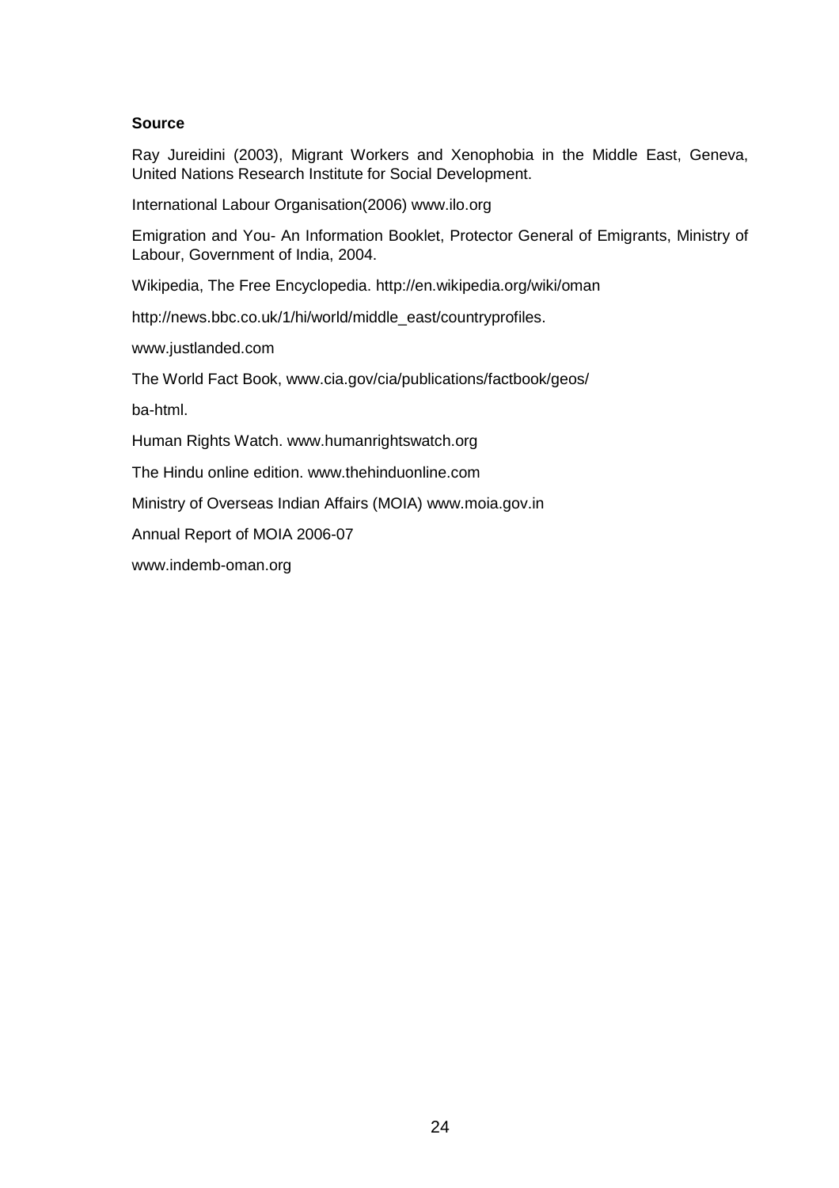**Source**

Ray Jureidini (2003), Migrant Workers and Xenophobia in the Middle East, Geneva, United Nations Research Institute for Social Development.

International Labour Organisation(2006) www.ilo.org

Emigration and You- An Information Booklet, Protector General of Emigrants, Ministry of Labour, Government of India, 2004.

Wikipedia, The Free Encyclopedia. http://en.wikipedia.org/wiki/oman

http://news.bbc.co.uk/1/hi/world/middle_east/countryprofiles.

www.justlanded.com

The World Fact Book, www.cia.gov/cia/publications/factbook/geos/

ba-html.

Human Rights Watch. www.humanrightswatch.org

The Hindu online edition. www.thehinduonline.com

Ministry of Overseas Indian Affairs (MOIA) www.moia.gov.in

Annual Report of MOIA 2006-07

www.indemb-oman.org